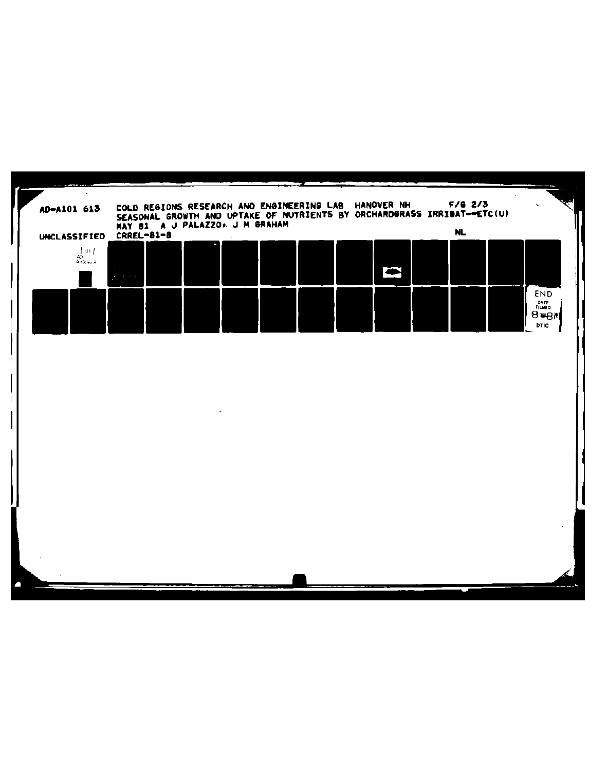AD-A101 613 COLD REGIONS RESEARCH AND ENGINEERING LAB HANOVER NH F/G 2/3
SEASONAL GROWTH AND UPTAKE OF NUTRIENTS BY ORCHARDGRASS IRRIGAT--ETC(U)
MAY 81 A J PALAZZO, J M GRAHAM

UNCLASSIFIED CRREL-81-8 NL

1 OF 1
AD
A101613

END
DATE
FILMED
8-81
DTIC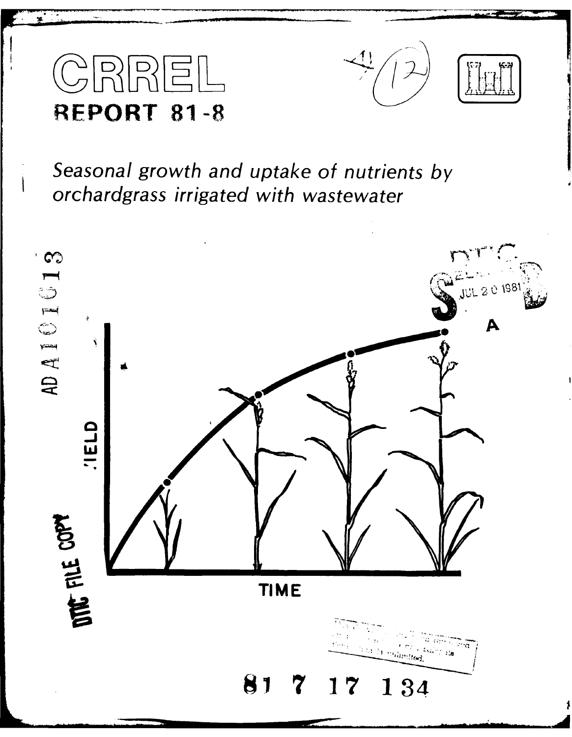# CRREL

## REPORT 81-8

*Seasonal growth and uptake of nutrients by orchardgrass irrigated with wastewater*

AD A101613

DTIC FILE COPY

81 7 17 134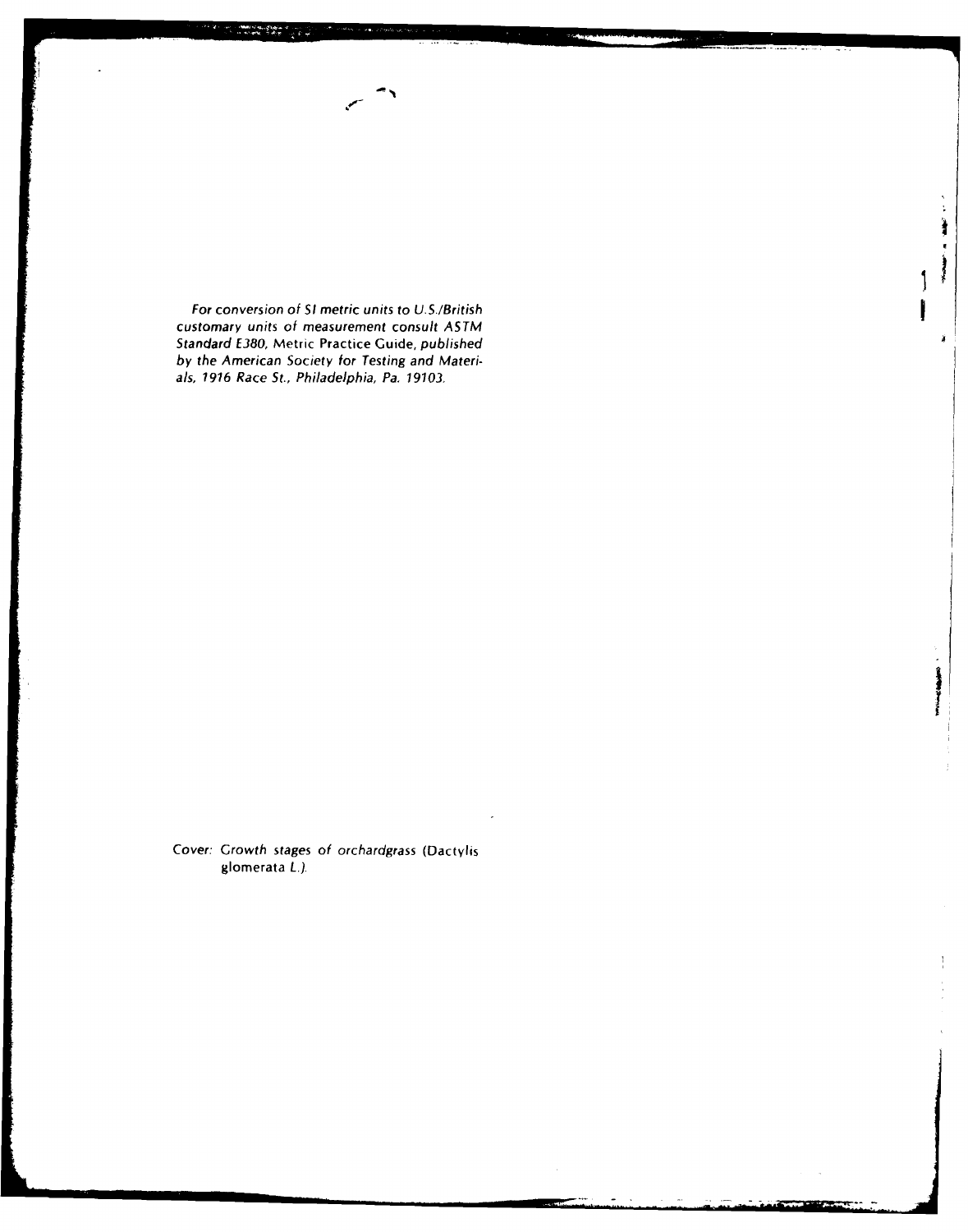*For conversion of SI metric units to U.S./British customary units of measurement consult ASTM Standard E380,* Metric Practice Guide, *published by the American Society for Testing and Materials, 1916 Race St., Philadelphia, Pa. 19103.*

Cover: Growth stages of orchardgrass (Dactylis glomerata L.).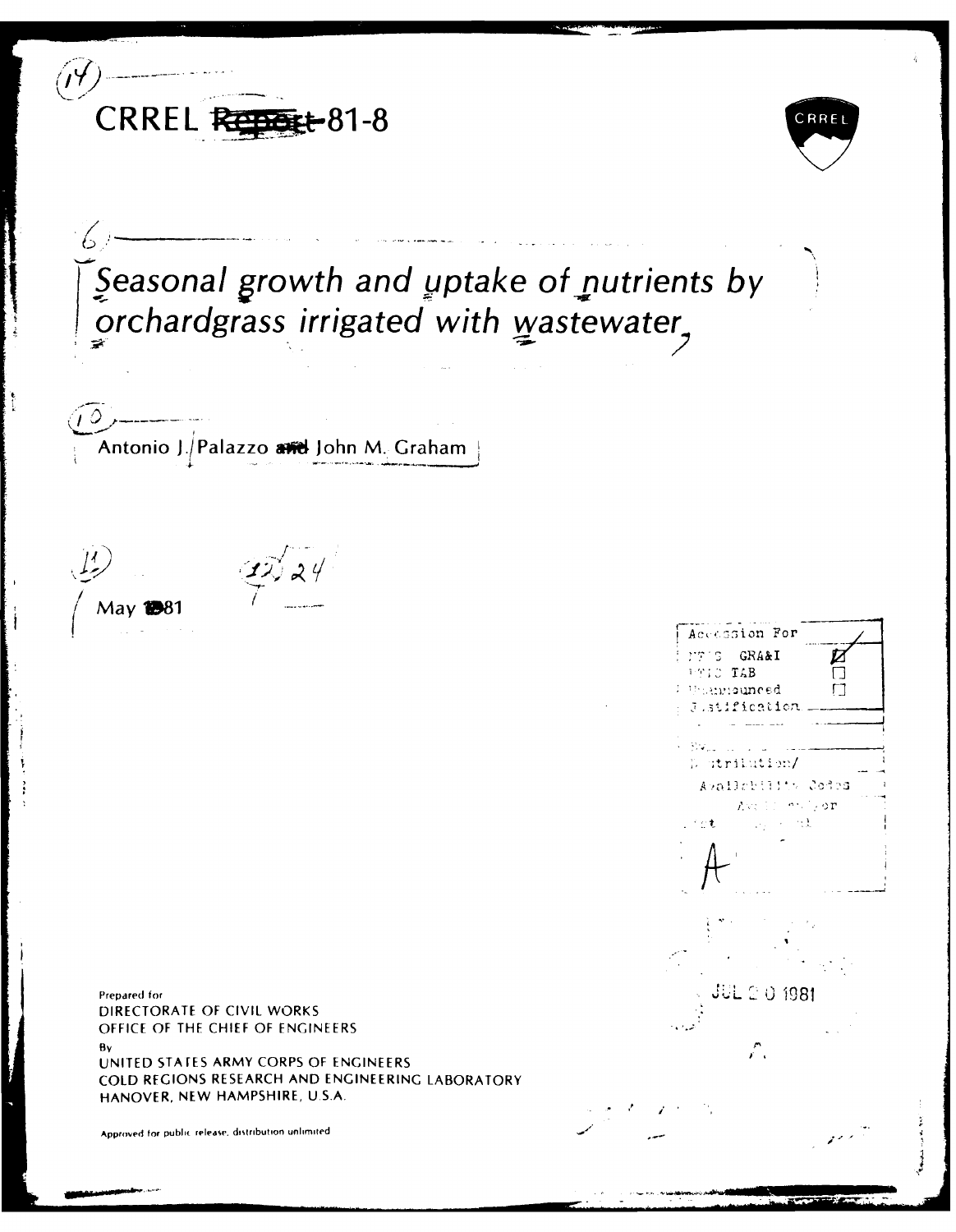CRREL ~~Report~~ 81-8

# Seasonal growth and uptake of nutrients by orchardgrass irrigated with wastewater

Antonio J. Palazzo and John M. Graham

May 1981

| Accession For | |
|---|---|
| NTIS GRA&I | ☒ |
| DTIC TAB | ☐ |
| Unannounced | ☐ |
| Justification | |
| By | |
| Distribution/ | |
| Availability Codes | |
| Avail and/or | |
| Dist Special | |
| A | |

JUL 30 1981

Prepared for
DIRECTORATE OF CIVIL WORKS
OFFICE OF THE CHIEF OF ENGINEERS
By
UNITED STATES ARMY CORPS OF ENGINEERS
COLD REGIONS RESEARCH AND ENGINEERING LABORATORY
HANOVER, NEW HAMPSHIRE, U.S.A.

Approved for public release, distribution unlimited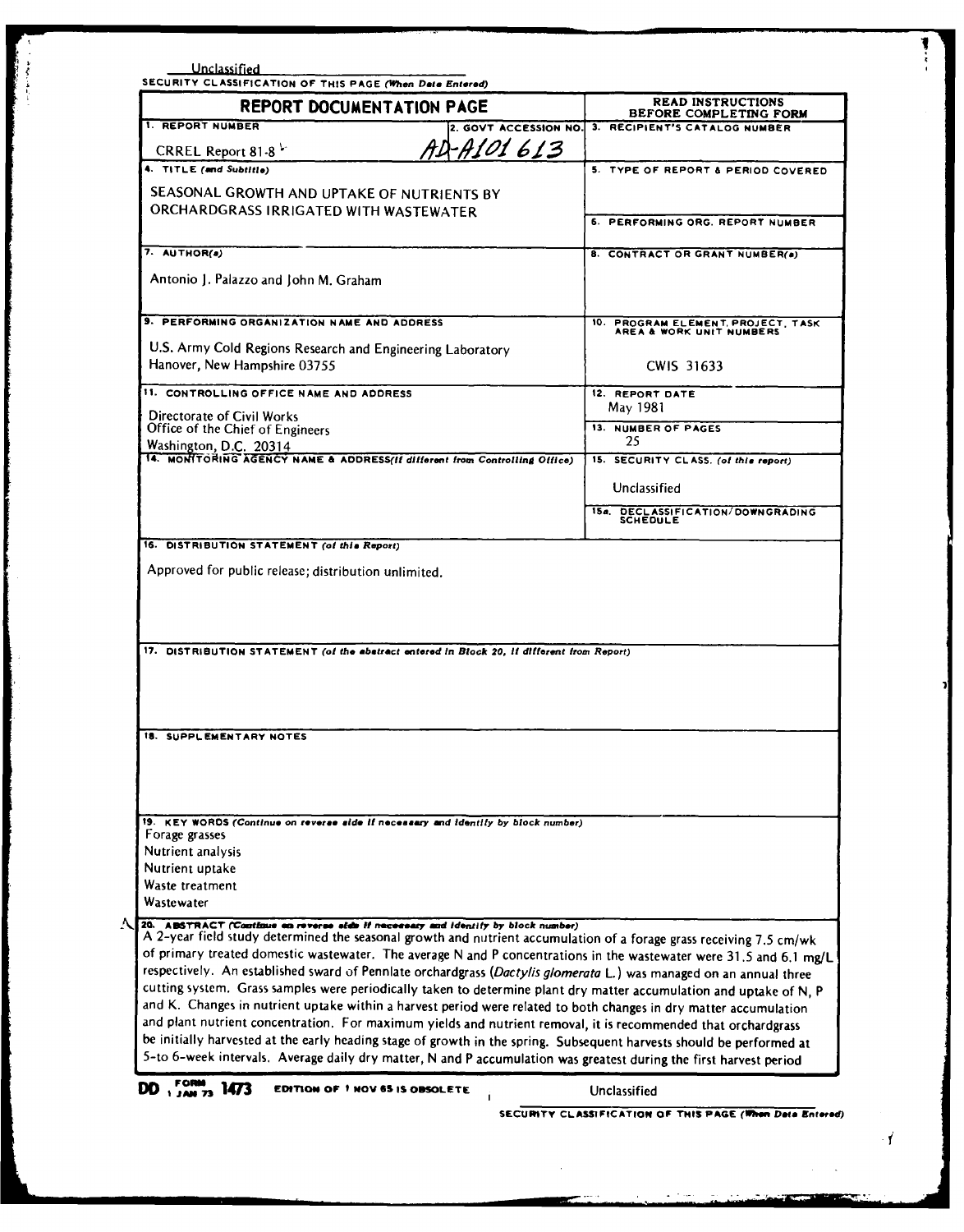Unclassified

SECURITY CLASSIFICATION OF THIS PAGE (When Data Entered)

# REPORT DOCUMENTATION PAGE

READ INSTRUCTIONS BEFORE COMPLETING FORM

| | | |
|---|---|---|
| 1. REPORT NUMBER<br>CRREL Report 81-8 | 2. GOVT ACCESSION NO.<br>AD-A101 613 | 3. RECIPIENT'S CATALOG NUMBER |
| 4. TITLE (and Subtitle)<br>SEASONAL GROWTH AND UPTAKE OF NUTRIENTS BY ORCHARDGRASS IRRIGATED WITH WASTEWATER | | 5. TYPE OF REPORT & PERIOD COVERED |
| | | 6. PERFORMING ORG. REPORT NUMBER |
| 7. AUTHOR(s)<br>Antonio J. Palazzo and John M. Graham | | 8. CONTRACT OR GRANT NUMBER(s) |
| 9. PERFORMING ORGANIZATION NAME AND ADDRESS<br>U.S. Army Cold Regions Research and Engineering Laboratory<br>Hanover, New Hampshire 03755 | | 10. PROGRAM ELEMENT, PROJECT, TASK AREA & WORK UNIT NUMBERS<br>CWIS 31633 |
| 11. CONTROLLING OFFICE NAME AND ADDRESS<br>Directorate of Civil Works<br>Office of the Chief of Engineers<br>Washington, D.C. 20314 | | 12. REPORT DATE<br>May 1981 |
| | | 13. NUMBER OF PAGES<br>25 |
| 14. MONITORING AGENCY NAME & ADDRESS (if different from Controlling Office) | | 15. SECURITY CLASS. (of this report)<br>Unclassified |
| | | 15a. DECLASSIFICATION/DOWNGRADING SCHEDULE |

16. DISTRIBUTION STATEMENT (of this Report)

Approved for public release; distribution unlimited.

17. DISTRIBUTION STATEMENT (of the abstract entered in Block 20, if different from Report)

18. SUPPLEMENTARY NOTES

19. KEY WORDS (Continue on reverse side if necessary and identify by block number)

Forage grasses
Nutrient analysis
Nutrient uptake
Waste treatment
Wastewater

20. ABSTRACT (Continue on reverse side if necessary and identify by block number)

A 2-year field study determined the seasonal growth and nutrient accumulation of a forage grass receiving 7.5 cm/wk of primary treated domestic wastewater. The average N and P concentrations in the wastewater were 31.5 and 6.1 mg/L respectively. An established sward of Pennlate orchardgrass (*Dactylis glomerata* L.) was managed on an annual three cutting system. Grass samples were periodically taken to determine plant dry matter accumulation and uptake of N, P and K. Changes in nutrient uptake within a harvest period were related to both changes in dry matter accumulation and plant nutrient concentration. For maximum yields and nutrient removal, it is recommended that orchardgrass be initially harvested at the early heading stage of growth in the spring. Subsequent harvests should be performed at 5-to 6-week intervals. Average daily dry matter, N and P accumulation was greatest during the first harvest period

DD FORM 1473, 1 JAN 73 — EDITION OF 1 NOV 65 IS OBSOLETE

Unclassified

SECURITY CLASSIFICATION OF THIS PAGE (When Data Entered)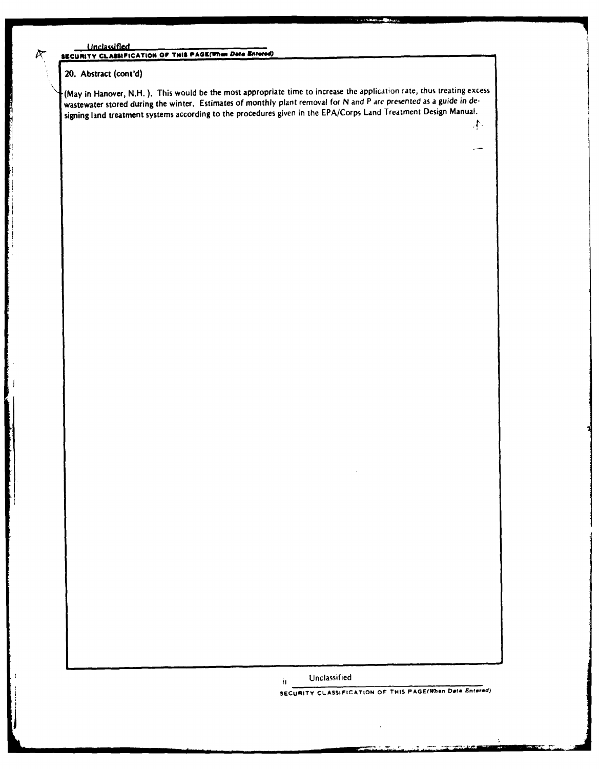## 20. Abstract (cont'd)

(May in Hanover, N.H.). This would be the most appropriate time to increase the application rate, thus treating excess wastewater stored during the winter. Estimates of monthly plant removal for N and P are presented as a guide in designing land treatment systems according to the procedures given in the EPA/Corps Land Treatment Design Manual.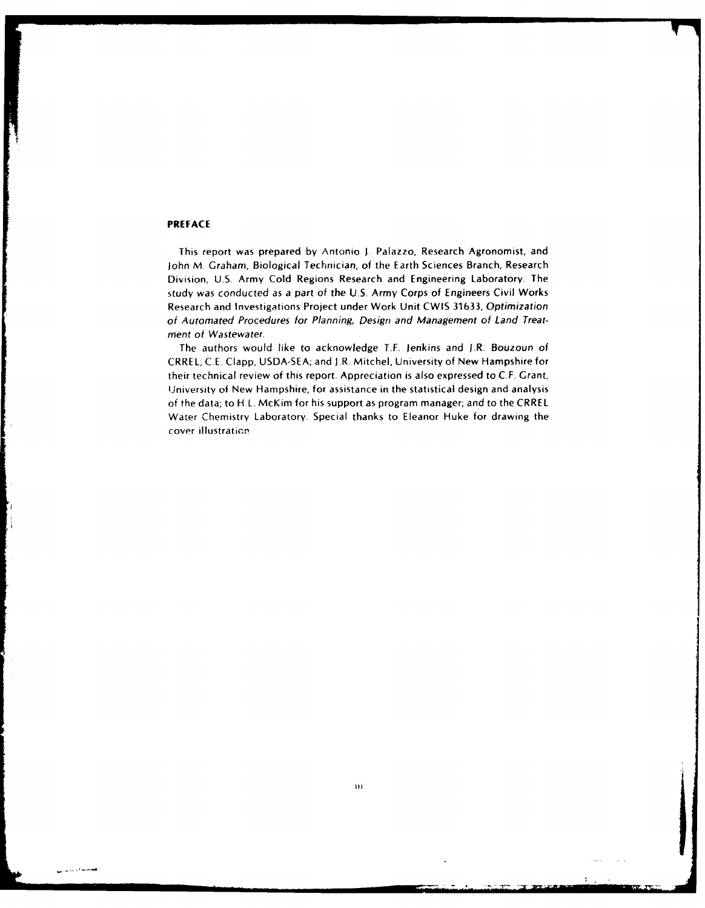## PREFACE

This report was prepared by Antonio J. Palazzo, Research Agronomist, and John M. Graham, Biological Technician, of the Earth Sciences Branch, Research Division, U.S. Army Cold Regions Research and Engineering Laboratory. The study was conducted as a part of the U.S. Army Corps of Engineers Civil Works Research and Investigations Project under Work Unit CWIS 31633, *Optimization of Automated Procedures for Planning, Design and Management of Land Treatment of Wastewater.*

The authors would like to acknowledge T.F. Jenkins and J.R. Bouzoun of CRREL; C.E. Clapp, USDA-SEA; and J.R. Mitchel, University of New Hampshire for their technical review of this report. Appreciation is also expressed to C.F. Grant, University of New Hampshire, for assistance in the statistical design and analysis of the data; to H.L. McKim for his support as program manager; and to the CRREL Water Chemistry Laboratory. Special thanks to Eleanor Huke for drawing the cover illustration.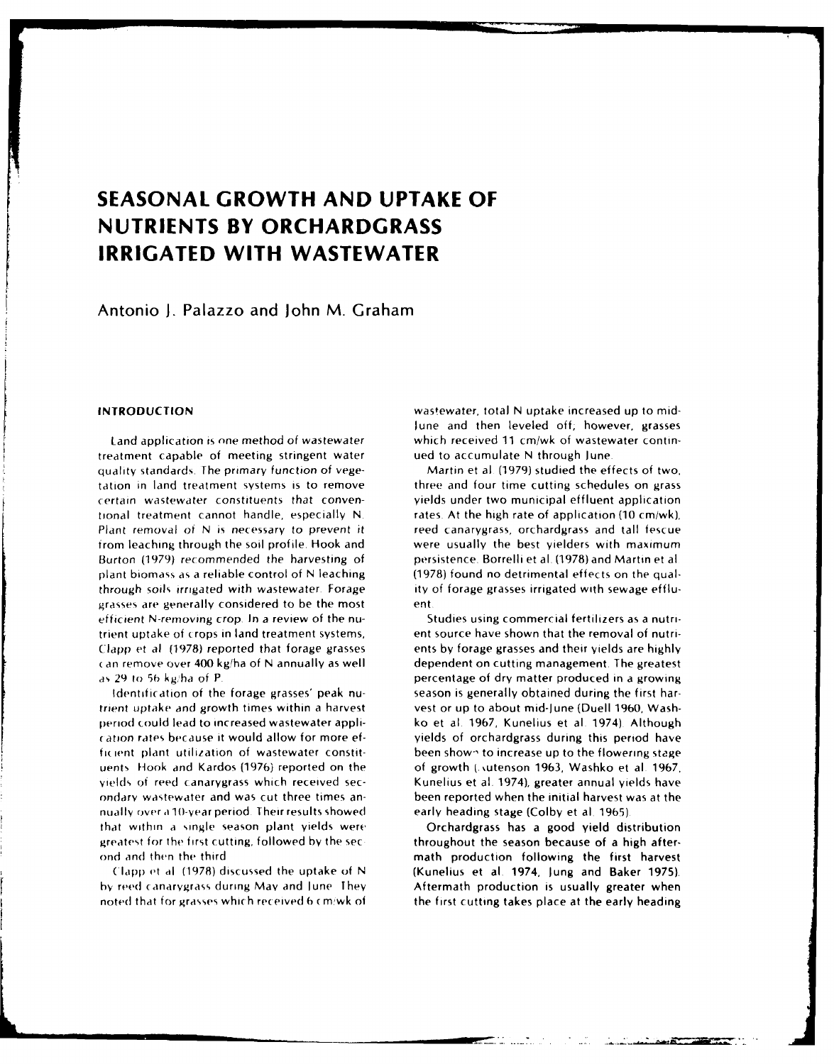# SEASONAL GROWTH AND UPTAKE OF NUTRIENTS BY ORCHARDGRASS IRRIGATED WITH WASTEWATER

Antonio J. Palazzo and John M. Graham

## INTRODUCTION

Land application is one method of wastewater treatment capable of meeting stringent water quality standards. The primary function of vegetation in land treatment systems is to remove certain wastewater constituents that conventional treatment cannot handle, especially N. Plant removal of N is necessary to prevent it from leaching through the soil profile. Hook and Burton (1979) recommended the harvesting of plant biomass as a reliable control of N leaching through soils irrigated with wastewater. Forage grasses are generally considered to be the most efficient N-removing crop. In a review of the nutrient uptake of crops in land treatment systems, Clapp et al. (1978) reported that forage grasses can remove over 400 kg/ha of N annually as well as 29 to 56 kg/ha of P.

Identification of the forage grasses' peak nutrient uptake and growth times within a harvest period could lead to increased wastewater application rates because it would allow for more efficient plant utilization of wastewater constituents. Hook and Kardos (1976) reported on the yields of reed canarygrass which received secondary wastewater and was cut three times annually over a 10-year period. Their results showed that within a single season plant yields were greatest for the first cutting, followed by the second and then the third.

Clapp et al. (1978) discussed the uptake of N by reed canarygrass during May and June. They noted that for grasses which received 6 cm/wk of wastewater, total N uptake increased up to mid-June and then leveled off; however, grasses which received 11 cm/wk of wastewater continued to accumulate N through June.

Martin et al. (1979) studied the effects of two, three and four time cutting schedules on grass yields under two municipal effluent application rates. At the high rate of application (10 cm/wk), reed canarygrass, orchardgrass and tall fescue were usually the best yielders with maximum persistence. Borrelli et al. (1978) and Martin et al. (1978) found no detrimental effects on the quality of forage grasses irrigated with sewage effluent.

Studies using commercial fertilizers as a nutrient source have shown that the removal of nutrients by forage grasses and their yields are highly dependent on cutting management. The greatest percentage of dry matter produced in a growing season is generally obtained during the first harvest or up to about mid-June (Duell 1960, Washko et al. 1967, Kunelius et al. 1974). Although yields of orchardgrass during this period have been shown to increase up to the flowering stage of growth (Knutenson 1963, Washko et al. 1967, Kunelius et al. 1974), greater annual yields have been reported when the initial harvest was at the early heading stage (Colby et al. 1965).

Orchardgrass has a good yield distribution throughout the season because of a high aftermath production following the first harvest (Kunelius et al. 1974, Jung and Baker 1975). Aftermath production is usually greater when the first cutting takes place at the early heading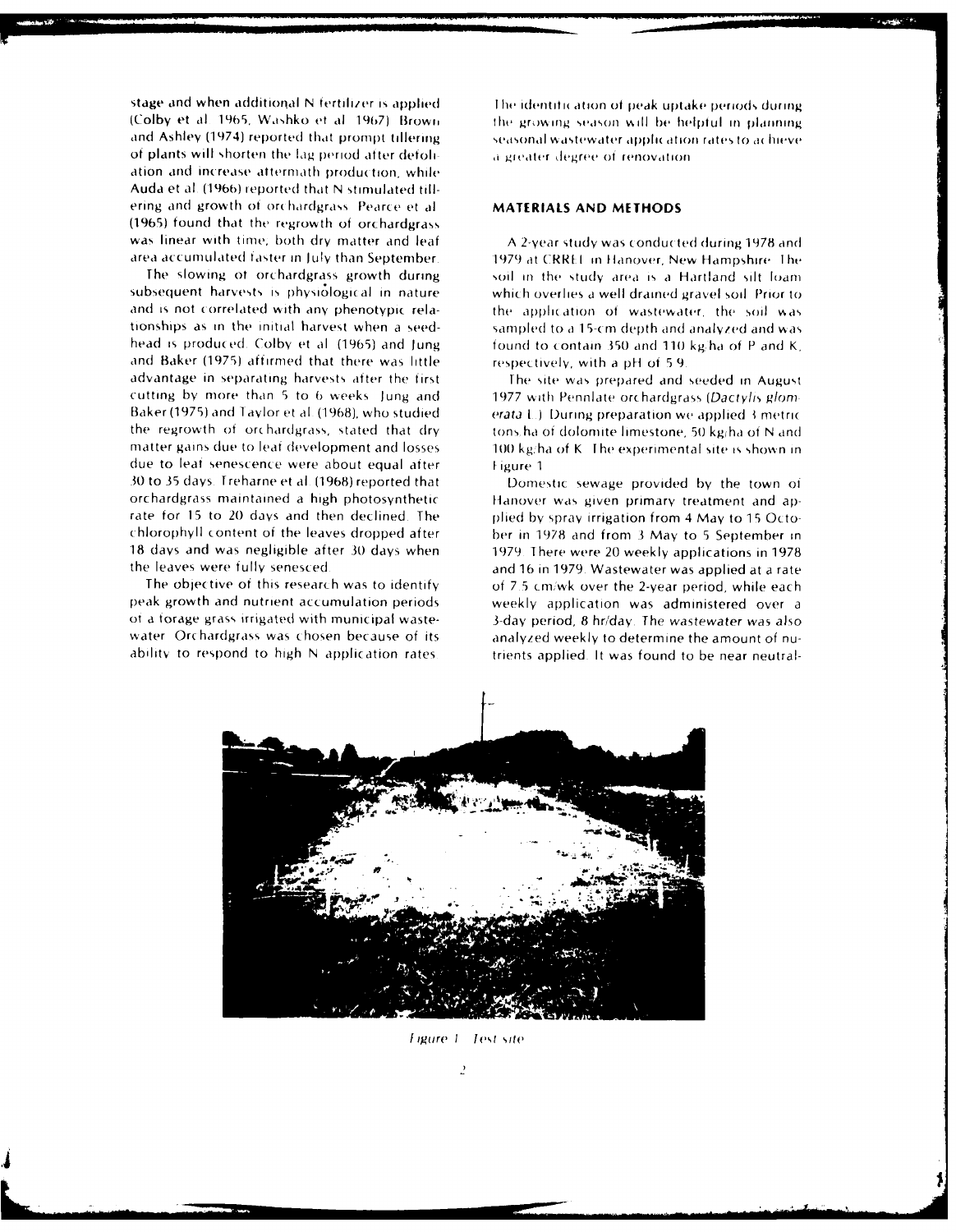stage and when additional N fertilizer is applied (Colby et al. 1965, Washko et al. 1967). Brown and Ashley (1974) reported that prompt tillering of plants will shorten the lag period after defoliation and increase aftermath production, while Auda et al. (1966) reported that N stimulated tillering and growth of orchardgrass. Pearce et al. (1965) found that the regrowth of orchardgrass was linear with time; both dry matter and leaf area accumulated faster in July than September.

The slowing of orchardgrass growth during subsequent harvests is physiological in nature and is not correlated with any phenotypic relationships as in the initial harvest when a seedhead is produced. Colby et al. (1965) and Jung and Baker (1975) affirmed that there was little advantage in separating harvests after the first cutting by more than 5 to 6 weeks. Jung and Baker (1975) and Taylor et al. (1968), who studied the regrowth of orchardgrass, stated that dry matter gains due to leaf development and losses due to leaf senescence were about equal after 30 to 35 days. Treharne et al. (1968) reported that orchardgrass maintained a high photosynthetic rate for 15 to 20 days and then declined. The chlorophyll content of the leaves dropped after 18 days and was negligible after 30 days when the leaves were fully senesced.

The objective of this research was to identify peak growth and nutrient accumulation periods of a forage grass irrigated with municipal wastewater. Orchardgrass was chosen because of its ability to respond to high N application rates. The identification of peak uptake periods during the growing season will be helpful in planning seasonal wastewater application rates to achieve a greater degree of renovation.

## MATERIALS AND METHODS

A 2-year study was conducted during 1978 and 1979 at CRREL in Hanover, New Hampshire. The soil in the study area is a Hartland silt loam which overlies a well drained gravel soil. Prior to the application of wastewater, the soil was sampled to a 15-cm depth and analyzed and was found to contain 350 and 110 kg/ha of P and K, respectively, with a pH of 5.9.

The site was prepared and seeded in August 1977 with Pennlate orchardgrass (*Dactylis glomerata* L.). During preparation we applied 3 metric tons/ha of dolomite limestone, 50 kg/ha of N and 100 kg/ha of K. The experimental site is shown in Figure 1.

Domestic sewage provided by the town of Hanover was given primary treatment and applied by spray irrigation from 4 May to 15 October in 1978 and from 3 May to 5 September in 1979. There were 20 weekly applications in 1978 and 16 in 1979. Wastewater was applied at a rate of 7.5 cm/wk over the 2-year period, while each weekly application was administered over a 3-day period, 8 hr/day. The wastewater was also analyzed weekly to determine the amount of nutrients applied. It was found to be near neutral-

*Figure 1. Test site.*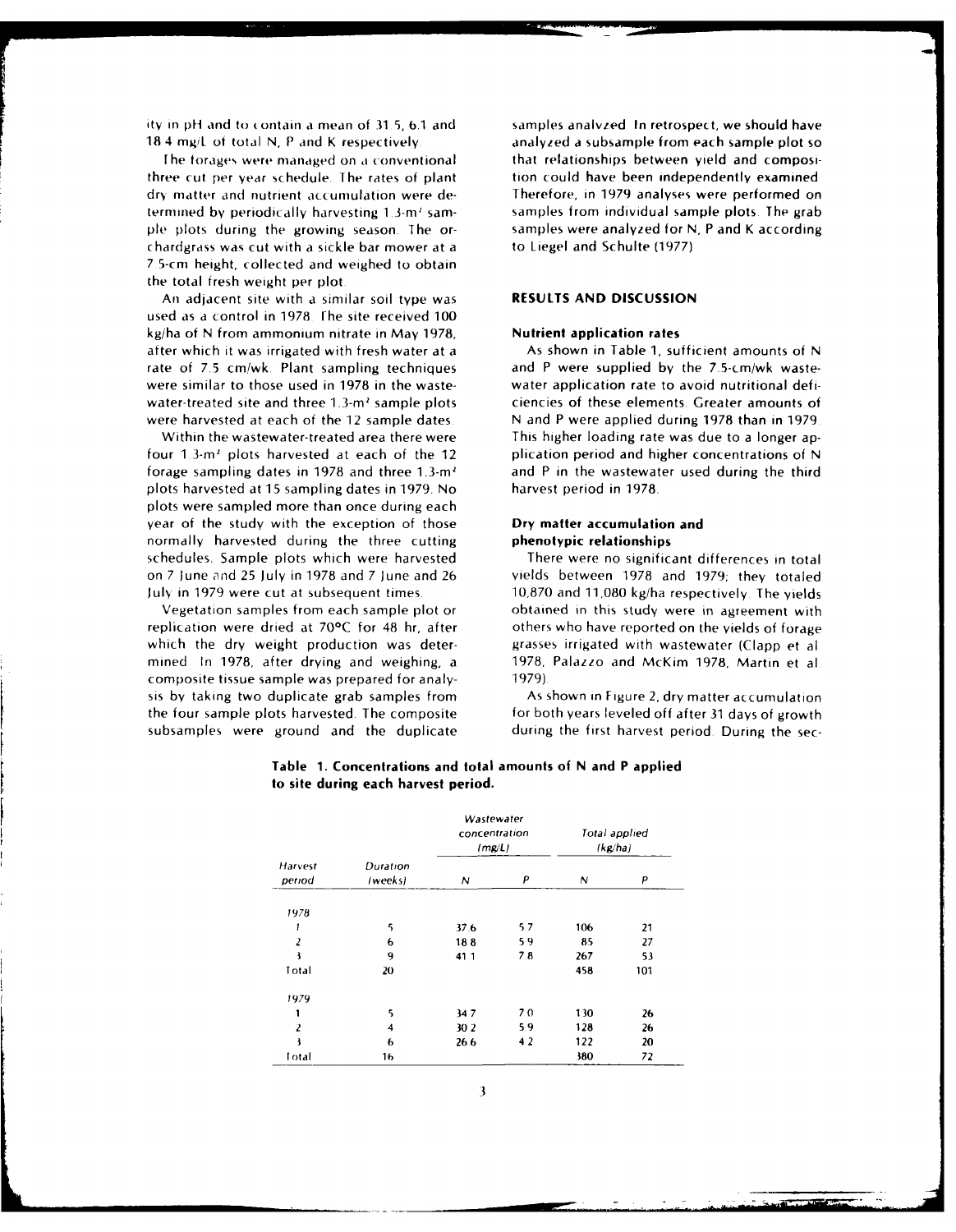ity in pH and to contain a mean of 31.5, 6.1 and 18.4 mg/L of total N, P and K respectively.

The forages were managed on a conventional three cut per year schedule. The rates of plant dry matter and nutrient accumulation were determined by periodically harvesting 1.3-m² sample plots during the growing season. The orchardgrass was cut with a sickle bar mower at a 7.5-cm height, collected and weighed to obtain the total fresh weight per plot.

An adjacent site with a similar soil type was used as a control in 1978. The site received 100 kg/ha of N from ammonium nitrate in May 1978, after which it was irrigated with fresh water at a rate of 7.5 cm/wk. Plant sampling techniques were similar to those used in 1978 in the wastewater-treated site and three 1.3-m² sample plots were harvested at each of the 12 sample dates.

Within the wastewater-treated area there were four 1.3-m² plots harvested at each of the 12 forage sampling dates in 1978 and three 1.3-m² plots harvested at 15 sampling dates in 1979. No plots were sampled more than once during each year of the study with the exception of those normally harvested during the three cutting schedules. Sample plots which were harvested on 7 June and 25 July in 1978 and 7 June and 26 July in 1979 were cut at subsequent times.

Vegetation samples from each sample plot or replication were dried at 70°C for 48 hr, after which the dry weight production was determined. In 1978, after drying and weighing, a composite tissue sample was prepared for analysis by taking two duplicate grab samples from the four sample plots harvested. The composite subsamples were ground and the duplicate samples analyzed. In retrospect, we should have analyzed a subsample from each sample plot so that relationships between yield and composition could have been independently examined. Therefore, in 1979 analyses were performed on samples from individual sample plots. The grab samples were analyzed for N, P and K according to Liegel and Schulte (1977).

## RESULTS AND DISCUSSION

### Nutrient application rates

As shown in Table 1, sufficient amounts of N and P were supplied by the 7.5-cm/wk wastewater application rate to avoid nutritional deficiencies of these elements. Greater amounts of N and P were applied during 1978 than in 1979. This higher loading rate was due to a longer application period and higher concentrations of N and P in the wastewater used during the third harvest period in 1978.

### Dry matter accumulation and phenotypic relationships

There were no significant differences in total yields between 1978 and 1979; they totaled 10,870 and 11,080 kg/ha respectively. The yields obtained in this study were in agreement with others who have reported on the yields of forage grasses irrigated with wastewater (Clapp et al. 1978, Palazzo and McKim 1978, Martin et al. 1979).

As shown in Figure 2, dry matter accumulation for both years leveled off after 31 days of growth during the first harvest period. During the sec-

**Table 1. Concentrations and total amounts of N and P applied to site during each harvest period.**

| *Harvest period* | *Duration (weeks)* | *Wastewater concentration (mg/L)* | | *Total applied (kg/ha)* | |
|---|---|---|---|---|---|
| | | *N* | *P* | *N* | *P* |
| *1978* | | | | | |
| 1 | 5 | 37.6 | 5.7 | 106 | 21 |
| 2 | 6 | 18.8 | 5.9 | 85 | 27 |
| 3 | 9 | 41.1 | 7.8 | 267 | 53 |
| Total | 20 | | | 458 | 101 |
| *1979* | | | | | |
| 1 | 5 | 34.7 | 7.0 | 130 | 26 |
| 2 | 4 | 30.2 | 5.9 | 128 | 26 |
| 3 | 6 | 26.6 | 4.2 | 122 | 20 |
| Total | 16 | | | 380 | 72 |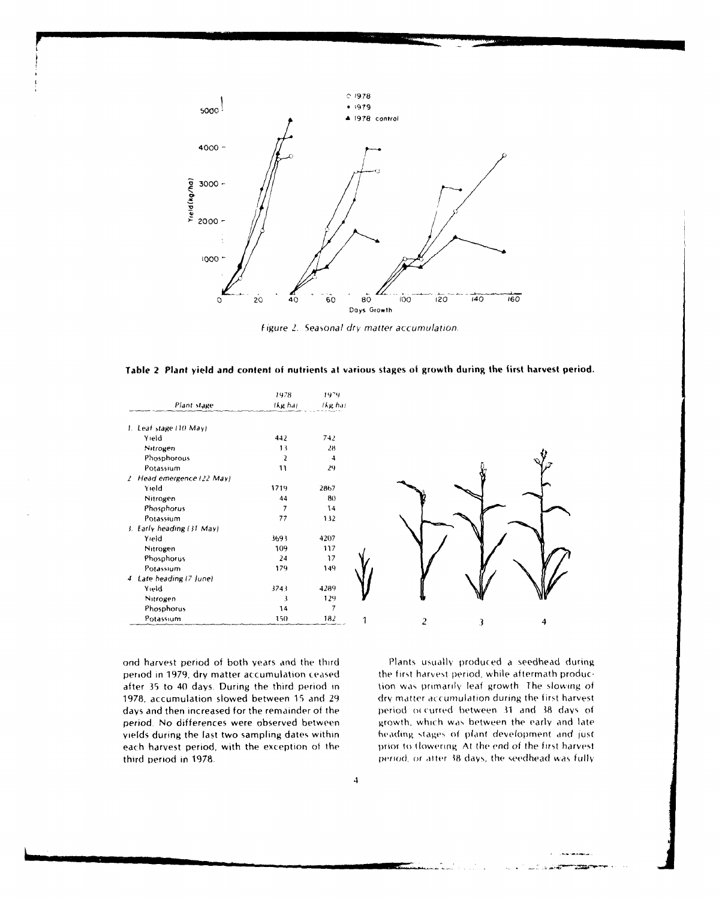Figure 2. Seasonal dry matter accumulation.

**Table 2 Plant yield and content of nutrients at various stages of growth during the first harvest period.**

| Plant stage | 1978 (kg/ha) | 1979 (kg/ha) |
|---|---|---|
| *1. Leaf stage (10 May)* | | |
| Yield | 442 | 742 |
| Nitrogen | 13 | 28 |
| Phosphorous | 2 | 4 |
| Potassium | 11 | 29 |
| *2. Head emergence (22 May)* | | |
| Yield | 1719 | 2867 |
| Nitrogen | 44 | 80 |
| Phosphorus | 7 | 14 |
| Potassium | 77 | 132 |
| *3. Early heading (31 May)* | | |
| Yield | 3693 | 4207 |
| Nitrogen | 109 | 117 |
| Phosphorus | 24 | 17 |
| Potassium | 179 | 149 |
| *4. Late heading (7 June)* | | |
| Yield | 3743 | 4289 |
| Nitrogen | 3 | 129 |
| Phosphorus | 14 | 7 |
| Potassium | 150 | 182 |

ond harvest period of both years and the third period in 1979, dry matter accumulation ceased after 35 to 40 days. During the third period in 1978, accumulation slowed between 15 and 29 days and then increased for the remainder of the period. No differences were observed between yields during the last two sampling dates within each harvest period, with the exception of the third period in 1978.

Plants usually produced a seedhead during the first harvest period, while aftermath production was primarily leaf growth. The slowing of dry matter accumulation during the first harvest period occurred between 31 and 38 days of growth, which was between the early and late heading stages of plant development and just prior to flowering. At the end of the first harvest period, or after 38 days, the seedhead was fully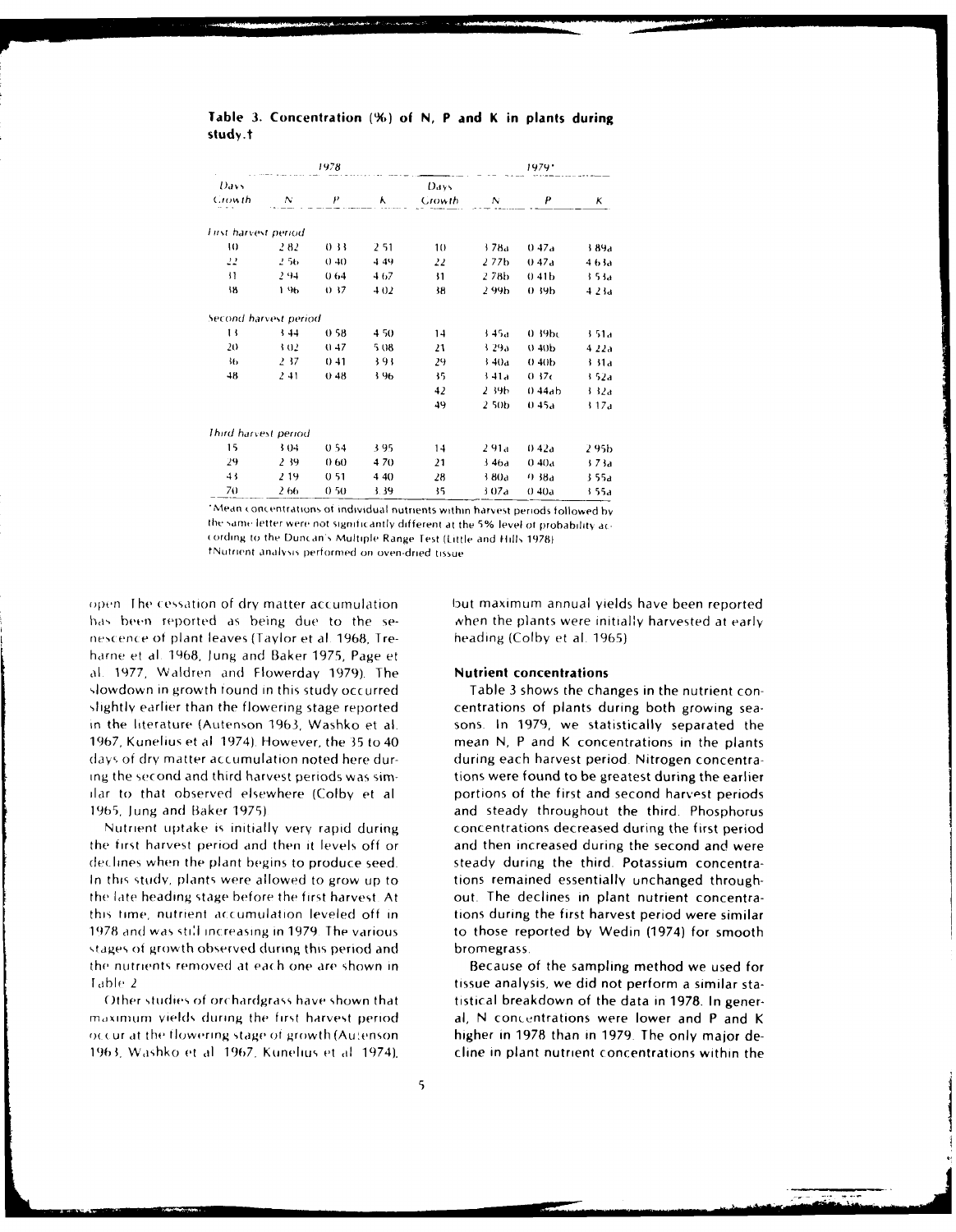**Table 3. Concentration (%) of N, P and K in plants during study.†**

| 1978 | | | | 1979* | | | |
|---|---|---|---|---|---|---|---|
| Days Growth | N | P | K | Days Growth | N | P | K |
| *First harvest period* | | | | | | | |
| 10 | 2.82 | 0.33 | 2.51 | 10 | 3.78a | 0.47a | 3.89a |
| 22 | 2.56 | 0.40 | 4.49 | 22 | 2.77b | 0.47a | 4.63a |
| 31 | 2.94 | 0.64 | 4.67 | 31 | 2.78b | 0.41b | 3.53a |
| 38 | 1.96 | 0.37 | 4.02 | 38 | 2.99b | 0.39b | 4.23a |
| *Second harvest period* | | | | | | | |
| 13 | 3.44 | 0.58 | 4.50 | 14 | 3.45a | 0.39bc | 3.51a |
| 20 | 3.02 | 0.47 | 5.08 | 21 | 3.29a | 0.40b | 4.22a |
| 36 | 2.37 | 0.41 | 3.93 | 29 | 3.40a | 0.40b | 3.31a |
| 48 | 2.41 | 0.48 | 3.96 | 35 | 3.41a | 0.37c | 3.52a |
| | | | | 42 | 2.39b | 0.44ab | 3.32a |
| | | | | 49 | 2.50b | 0.45a | 3.17a |
| *Third harvest period* | | | | | | | |
| 15 | 3.04 | 0.54 | 3.95 | 14 | 2.91a | 0.42a | 2.95b |
| 29 | 2.39 | 0.60 | 4.70 | 21 | 3.46a | 0.40a | 3.73a |
| 43 | 2.19 | 0.51 | 4.40 | 28 | 3.80a | 0.38a | 3.55a |
| 70 | 2.66 | 0.50 | 3.39 | 35 | 3.07a | 0.40a | 3.55a |

*Mean concentrations of individual nutrients within harvest periods followed by the same letter were not significantly different at the 5% level of probability according to the Duncan's Multiple Range Test (Little and Hills 1978).
†Nutrient analysis performed on oven-dried tissue.

open. The cessation of dry matter accumulation has been reported as being due to the senescence of plant leaves (Taylor et al. 1968, Treharne et al. 1968, Jung and Baker 1975, Page et al. 1977, Waldren and Flowerday 1979). The slowdown in growth found in this study occurred slightly earlier than the flowering stage reported in the literature (Autenson 1963, Washko et al. 1967, Kunelius et al. 1974). However, the 35 to 40 days of dry matter accumulation noted here during the second and third harvest periods was similar to that observed elsewhere (Colby et al. 1965, Jung and Baker 1975).

Nutrient uptake is initially very rapid during the first harvest period and then it levels off or declines when the plant begins to produce seed. In this study, plants were allowed to grow up to the late heading stage before the first harvest. At this time, nutrient accumulation leveled off in 1978 and was still increasing in 1979. The various stages of growth observed during this period and the nutrients removed at each one are shown in Table 2.

Other studies of orchardgrass have shown that maximum yields during the first harvest period occur at the flowering stage of growth (Autenson 1963, Washko et al. 1967, Kunelius et al. 1974), but maximum annual yields have been reported when the plants were initially harvested at early heading (Colby et al. 1965).

### Nutrient concentrations

Table 3 shows the changes in the nutrient concentrations of plants during both growing seasons. In 1979, we statistically separated the mean N, P and K concentrations in the plants during each harvest period. Nitrogen concentrations were found to be greatest during the earlier portions of the first and second harvest periods and steady throughout the third. Phosphorus concentrations decreased during the first period and then increased during the second and were steady during the third. Potassium concentrations remained essentially unchanged throughout. The declines in plant nutrient concentrations during the first harvest period were similar to those reported by Wedin (1974) for smooth bromegrass.

Because of the sampling method we used for tissue analysis, we did not perform a similar statistical breakdown of the data in 1978. In general, N concentrations were lower and P and K higher in 1978 than in 1979. The only major decline in plant nutrient concentrations within the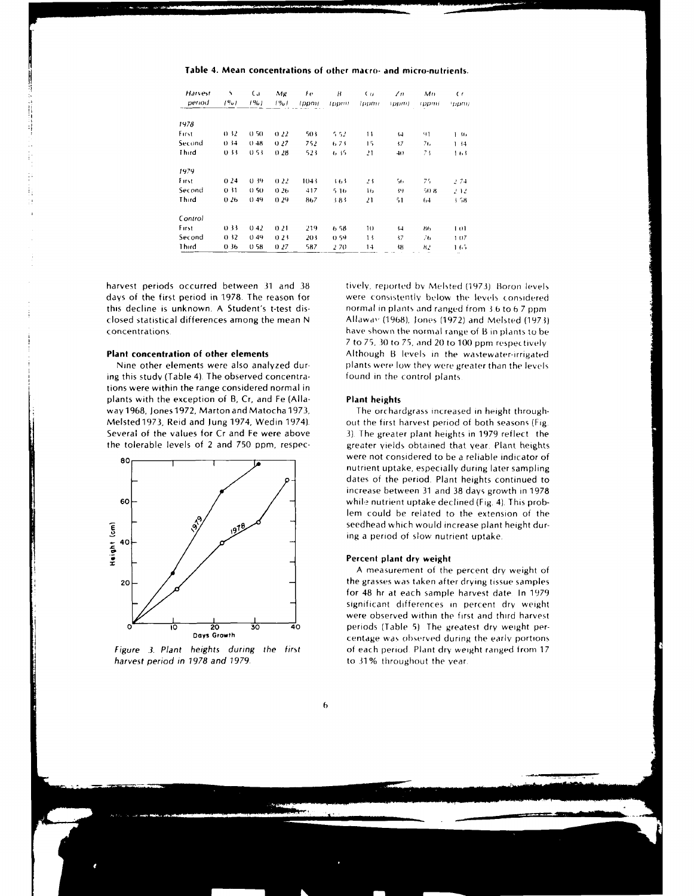**Table 4. Mean concentrations of other macro- and micro-nutrients.**

| Harvest period | S (%) | Ca (%) | Mg (%) | Fe (ppm) | B (ppm) | Cu (ppm) | Zn (ppm) | Mn (ppm) | Cr (ppm) |
|---|---|---|---|---|---|---|---|---|---|
| *1978* | | | | | | | | | |
| First | 0.32 | 0.50 | 0.22 | 503 | 5.52 | 11 | 34 | 91 | 1.36 |
| Second | 0.34 | 0.48 | 0.27 | 752 | 6.73 | 15 | 37 | 76 | 1.34 |
| Third | 0.33 | 0.53 | 0.28 | 523 | 6.35 | 21 | 40 | 73 | 1.63 |
| *1979* | | | | | | | | | |
| First | 0.24 | 0.39 | 0.22 | 1043 | 3.63 | 23 | 56 | 75 | 2.74 |
| Second | 0.31 | 0.50 | 0.26 | 417 | 5.16 | 16 | 39 | 50.8 | 2.12 |
| Third | 0.26 | 0.49 | 0.29 | 867 | 3.83 | 21 | 51 | 64 | 3.58 |
| *Control* | | | | | | | | | |
| First | 0.33 | 0.42 | 0.21 | 219 | 6.58 | 10 | 34 | 86 | 1.01 |
| Second | 0.32 | 0.49 | 0.23 | 203 | 0.59 | 13 | 37 | 76 | 1.07 |
| Third | 0.36 | 0.58 | 0.27 | 587 | 2.70 | 14 | 38 | 82 | 1.65 |

harvest periods occurred between 31 and 38 days of the first period in 1978. The reason for this decline is unknown. A Student's t-test disclosed statistical differences among the mean N concentrations.

### Plant concentration of other elements

Nine other elements were also analyzed during this study (Table 4). The observed concentrations were within the range considered normal in plants with the exception of B, Cr, and Fe (Allaway 1968, Jones 1972, Marton and Matocha 1973, Melsted 1973, Reid and Jung 1974, Wedin 1974). Several of the values for Cr and Fe were above the tolerable levels of 2 and 750 ppm, respectively, reported by Melsted (1973). Boron levels were consistently below the levels considered normal in plants and ranged from 3.6 to 6.7 ppm. Allaway (1968), Jones (1972) and Melsted (1973) have shown the normal range of B in plants to be 7 to 75, 30 to 75, and 20 to 100 ppm respectively. Although B levels in the wastewater-irrigated plants were low they were greater than the levels found in the control plants.

*Figure 3. Plant heights during the first harvest period in 1978 and 1979.*

### Plant heights

The orchardgrass increased in height throughout the first harvest period of both seasons (Fig. 3). The greater plant heights in 1979 reflect the greater yields obtained that year. Plant heights were not considered to be a reliable indicator of nutrient uptake, especially during later sampling dates of the period. Plant heights continued to increase between 31 and 38 days growth in 1978 while nutrient uptake declined (Fig. 4). This problem could be related to the extension of the seedhead which would increase plant height during a period of slow nutrient uptake.

### Percent plant dry weight

A measurement of the percent dry weight of the grasses was taken after drying tissue samples for 48 hr at each sample harvest date. In 1979 significant differences in percent dry weight were observed within the first and third harvest periods (Table 5). The greatest dry weight percentage was observed during the early portions of each period. Plant dry weight ranged from 17 to 31% throughout the year.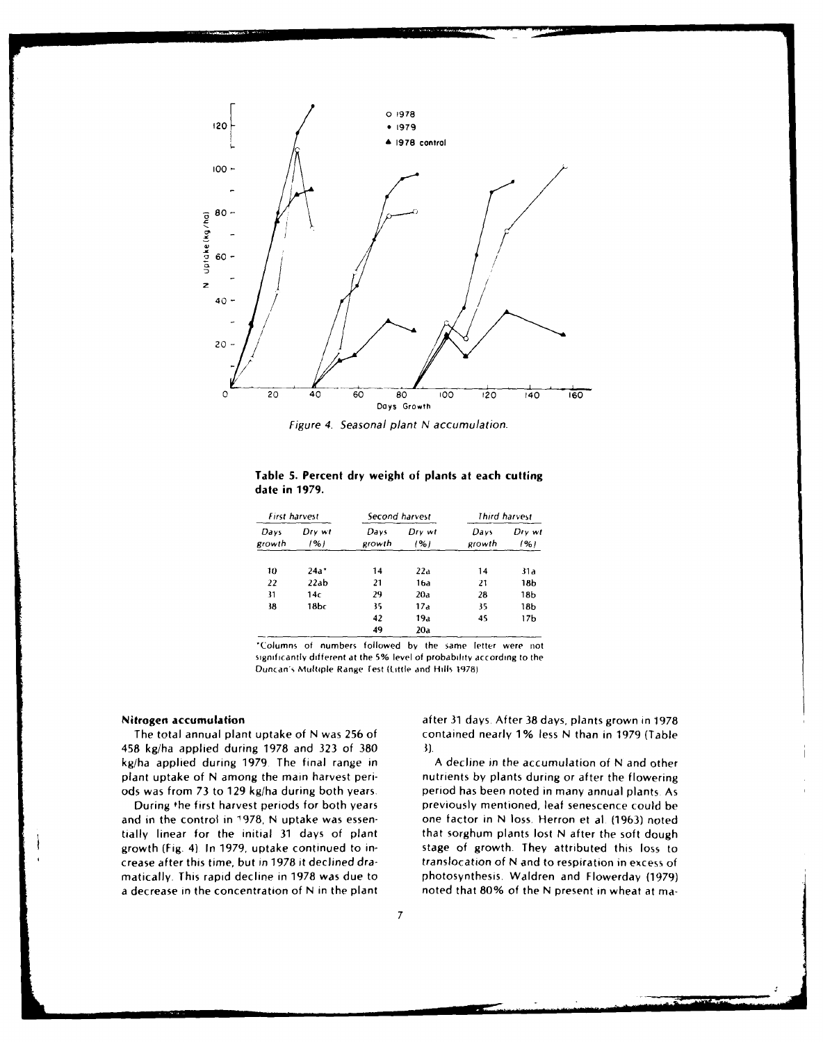Figure 4. Seasonal plant N accumulation.

**Table 5. Percent dry weight of plants at each cutting date in 1979.**

| *First harvest* | | *Second harvest* | | *Third harvest* | |
|---|---|---|---|---|---|
| *Days growth* | *Dry wt (%)* | *Days growth* | *Dry wt (%)* | *Days growth* | *Dry wt (%)* |
| 10 | 24a* | 14 | 22a | 14 | 31a |
| 22 | 22ab | 21 | 16a | 21 | 18b |
| 31 | 14c | 29 | 20a | 28 | 18b |
| 38 | 18bc | 35 | 17a | 35 | 18b |
| | | 42 | 19a | 45 | 17b |
| | | 49 | 20a | | |

*Columns of numbers followed by the same letter were not significantly different at the 5% level of probability according to the Duncan's Multiple Range Test (Little and Hills 1978).

**Nitrogen accumulation**

The total annual plant uptake of N was 256 of 458 kg/ha applied during 1978 and 323 of 380 kg/ha applied during 1979. The final range in plant uptake of N among the main harvest periods was from 73 to 129 kg/ha during both years.

During the first harvest periods for both years and in the control in 1978, N uptake was essentially linear for the initial 31 days of plant growth (Fig. 4). In 1979, uptake continued to increase after this time, but in 1978 it declined dramatically. This rapid decline in 1978 was due to a decrease in the concentration of N in the plant after 31 days. After 38 days, plants grown in 1978 contained nearly 1% less N than in 1979 (Table 3).

A decline in the accumulation of N and other nutrients by plants during or after the flowering period has been noted in many annual plants. As previously mentioned, leaf senescence could be one factor in N loss. Herron et al. (1963) noted that sorghum plants lost N after the soft dough stage of growth. They attributed this loss to translocation of N and to respiration in excess of photosynthesis. Waldren and Flowerday (1979) noted that 80% of the N present in wheat at ma-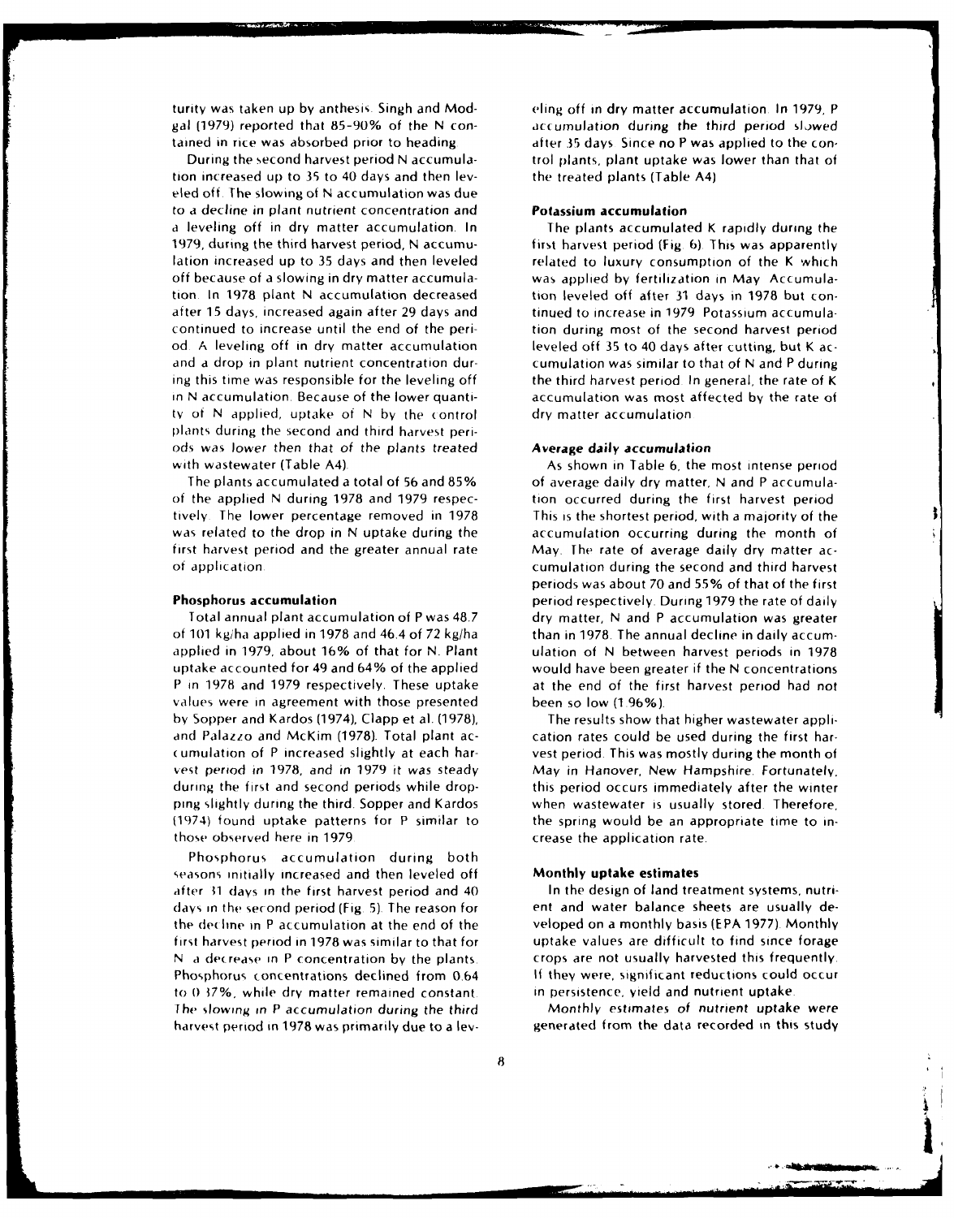turity was taken up by anthesis. Singh and Modgal (1979) reported that 85–90% of the N contained in rice was absorbed prior to heading.

During the second harvest period N accumulation increased up to 35 to 40 days and then leveled off. The slowing of N accumulation was due to a decline in plant nutrient concentration and a leveling off in dry matter accumulation. In 1979, during the third harvest period, N accumulation increased up to 35 days and then leveled off because of a slowing in dry matter accumulation. In 1978 plant N accumulation decreased after 15 days, increased again after 29 days and continued to increase until the end of the period. A leveling off in dry matter accumulation and a drop in plant nutrient concentration during this time was responsible for the leveling off in N accumulation. Because of the lower quantity of N applied, uptake of N by the control plants during the second and third harvest periods was lower then that of the plants treated with wastewater (Table A4).

The plants accumulated a total of 56 and 85% of the applied N during 1978 and 1979 respectively. The lower percentage removed in 1978 was related to the drop in N uptake during the first harvest period and the greater annual rate of application.

**Phosphorus accumulation**

Total annual plant accumulation of P was 48.7 of 101 kg/ha applied in 1978 and 46.4 of 72 kg/ha applied in 1979, about 16% of that for N. Plant uptake accounted for 49 and 64% of the applied P in 1978 and 1979 respectively. These uptake values were in agreement with those presented by Sopper and Kardos (1974), Clapp et al. (1978), and Palazzo and McKim (1978). Total plant accumulation of P increased slightly at each harvest period in 1978, and in 1979 it was steady during the first and second periods while dropping slightly during the third. Sopper and Kardos (1974) found uptake patterns for P similar to those observed here in 1979.

Phosphorus accumulation during both seasons initially increased and then leveled off after 31 days in the first harvest period and 40 days in the second period (Fig. 5). The reason for the decline in P accumulation at the end of the first harvest period in 1978 was similar to that for N: a decrease in P concentration by the plants. Phosphorus concentrations declined from 0.64 to 0.37%, while dry matter remained constant. The slowing in P accumulation during the third harvest period in 1978 was primarily due to a leveling off in dry matter accumulation. In 1979, P accumulation during the third period slowed after 35 days. Since no P was applied to the control plants, plant uptake was lower than that of the treated plants (Table A4).

**Potassium accumulation**

The plants accumulated K rapidly during the first harvest period (Fig. 6). This was apparently related to luxury consumption of the K which was applied by fertilization in May. Accumulation leveled off after 31 days in 1978 but continued to increase in 1979. Potassium accumulation during most of the second harvest period leveled off 35 to 40 days after cutting, but K accumulation was similar to that of N and P during the third harvest period. In general, the rate of K accumulation was most affected by the rate of dry matter accumulation.

***Average daily accumulation***

As shown in Table 6, the most intense period of average daily dry matter, N and P accumulation occurred during the first harvest period. This is the shortest period, with a majority of the accumulation occurring during the month of May. The rate of average daily dry matter accumulation during the second and third harvest periods was about 70 and 55% of that of the first period respectively. During 1979 the rate of daily dry matter, N and P accumulation was greater than in 1978. The annual decline in daily accumulation of N between harvest periods in 1978 would have been greater if the N concentrations at the end of the first harvest period had not been so low (1.96%).

The results show that higher wastewater application rates could be used during the first harvest period. This was mostly during the month of May in Hanover, New Hampshire. Fortunately, this period occurs immediately after the winter when wastewater is usually stored. Therefore, the spring would be an appropriate time to increase the application rate.

**Monthly uptake estimates**

In the design of land treatment systems, nutrient and water balance sheets are usually developed on a monthly basis (EPA 1977). Monthly uptake values are difficult to find since forage crops are not usually harvested this frequently. If they were, significant reductions could occur in persistence, yield and nutrient uptake.

Monthly estimates of nutrient uptake were generated from the data recorded in this study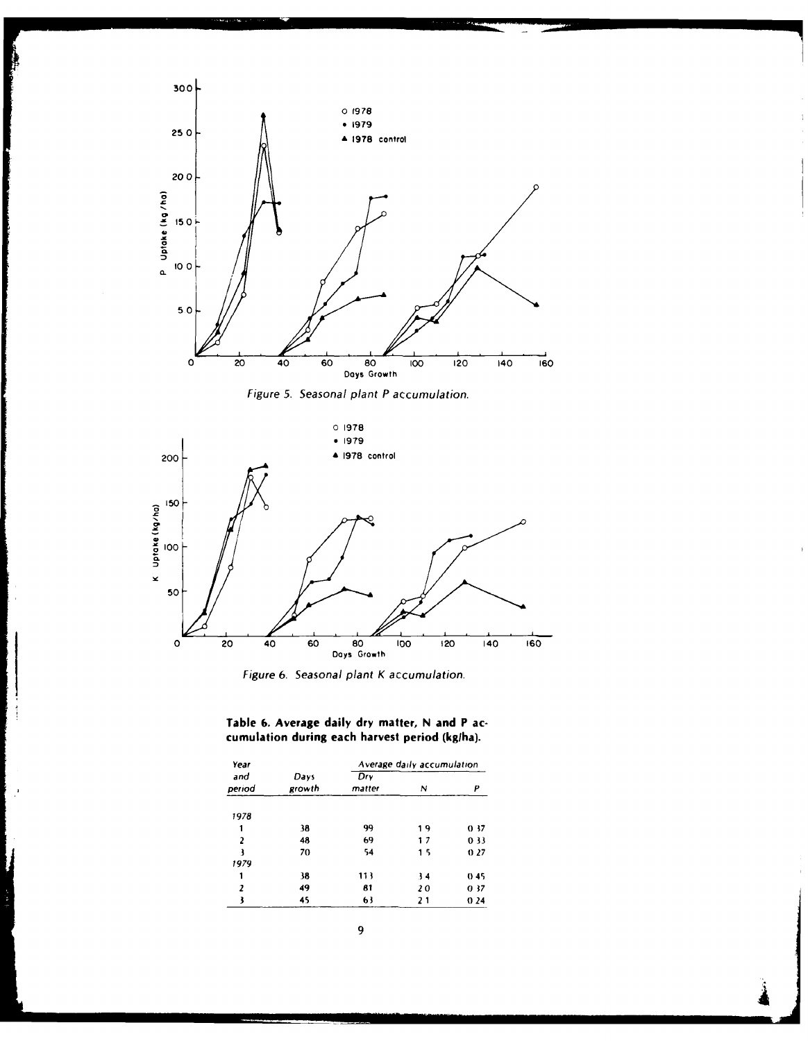Figure 5. Seasonal plant P accumulation.

Figure 6. Seasonal plant K accumulation.

**Table 6. Average daily dry matter, N and P accumulation during each harvest period (kg/ha).**

| Year and period | Days growth | Average daily accumulation | | |
|---|---|---|---|---|
| | | Dry matter | N | P |
| *1978* | | | | |
| 1 | 38 | 99 | 1.9 | 0.37 |
| 2 | 48 | 69 | 1.7 | 0.33 |
| 3 | 70 | 54 | 1.5 | 0.27 |
| *1979* | | | | |
| 1 | 38 | 113 | 3.4 | 0.45 |
| 2 | 49 | 81 | 2.0 | 0.37 |
| 3 | 45 | 63 | 2.1 | 0.24 |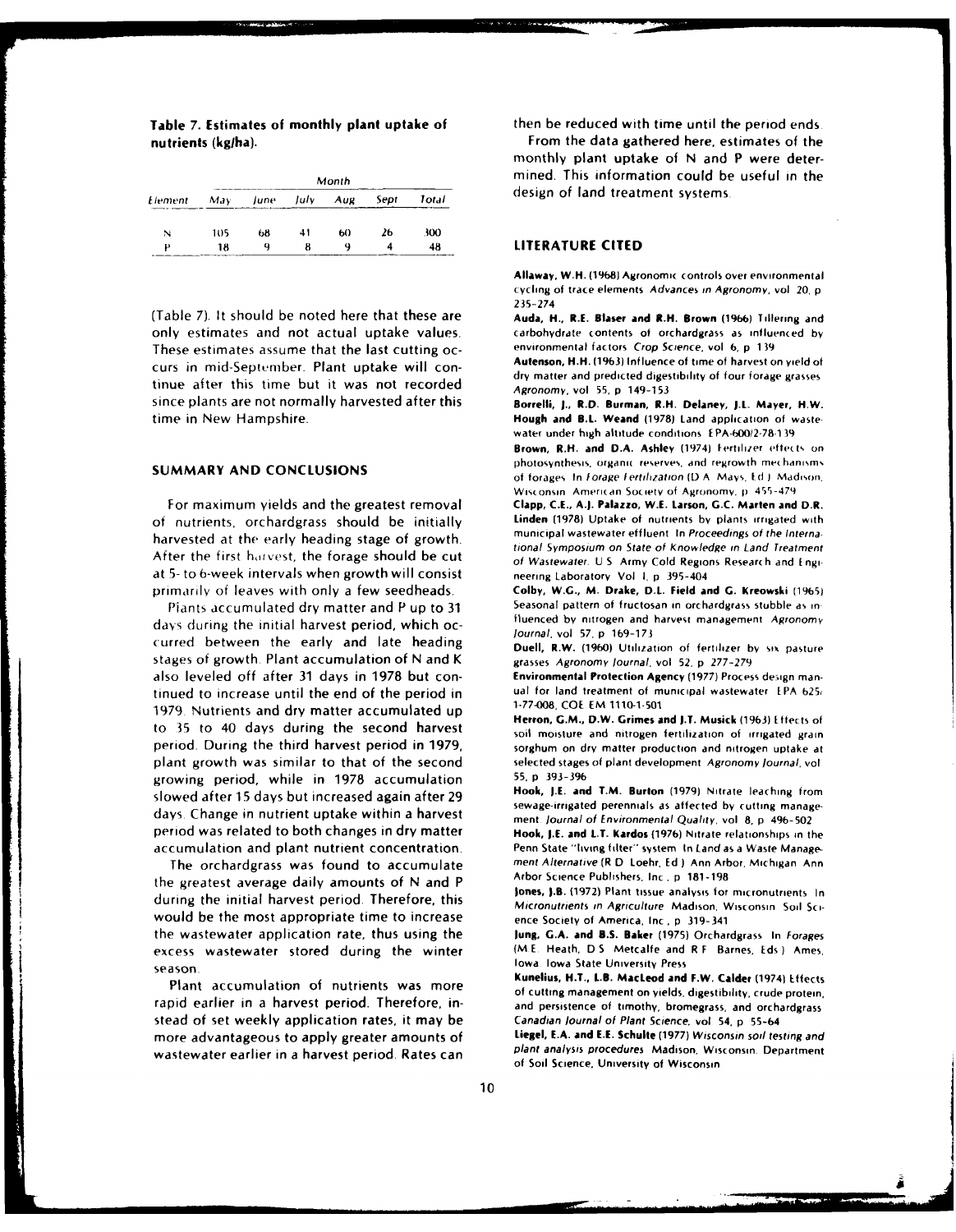**Table 7. Estimates of monthly plant uptake of nutrients (kg/ha).**

| Element | May | June | July | Aug | Sept | Total |
|---|---|---|---|---|---|---|
| N | 105 | 68 | 41 | 60 | 26 | 300 |
| P | 18 | 9 | 8 | 9 | 4 | 48 |

(Table 7). It should be noted here that these are only estimates and not actual uptake values. These estimates assume that the last cutting occurs in mid-September. Plant uptake will continue after this time but it was not recorded since plants are not normally harvested after this time in New Hampshire.

## SUMMARY AND CONCLUSIONS

For maximum yields and the greatest removal of nutrients, orchardgrass should be initially harvested at the early heading stage of growth. After the first harvest, the forage should be cut at 5- to 6-week intervals when growth will consist primarily of leaves with only a few seedheads.

Plants accumulated dry matter and P up to 31 days during the initial harvest period, which occurred between the early and late heading stages of growth. Plant accumulation of N and K also leveled off after 31 days in 1978 but continued to increase until the end of the period in 1979. Nutrients and dry matter accumulated up to 35 to 40 days during the second harvest period. During the third harvest period in 1979, plant growth was similar to that of the second growing period, while in 1978 accumulation slowed after 15 days but increased again after 29 days. Change in nutrient uptake within a harvest period was related to both changes in dry matter accumulation and plant nutrient concentration.

The orchardgrass was found to accumulate the greatest average daily amounts of N and P during the initial harvest period. Therefore, this would be the most appropriate time to increase the wastewater application rate, thus using the excess wastewater stored during the winter season.

Plant accumulation of nutrients was more rapid earlier in a harvest period. Therefore, instead of set weekly application rates, it may be more advantageous to apply greater amounts of wastewater earlier in a harvest period. Rates can then be reduced with time until the period ends.

From the data gathered here, estimates of the monthly plant uptake of N and P were determined. This information could be useful in the design of land treatment systems.

## LITERATURE CITED

**Allaway, W.H. (1968)** Agronomic controls over environmental cycling of trace elements. *Advances in Agronomy*, vol. 20, p. 235-274.

**Auda, H., R.E. Blaser and R.H. Brown (1966)** Tillering and carbohydrate contents of orchardgrass as influenced by environmental factors. *Crop Science*, vol. 6, p. 139.

**Autenson, H.H. (1963)** Influence of time of harvest on yield of dry matter and predicted digestibility of four forage grasses. *Agronomy*, vol. 55, p. 149-153.

**Borrelli, J., R.D. Burman, R.H. Delaney, J.L. Mayer, H.W. Hough and B.L. Weand (1978)** Land application of wastewater under high altitude conditions. EPA-600/2-78-139.

**Brown, R.H. and D.A. Ashley (1974)** Fertilizer effects on photosynthesis, organic reserves, and regrowth mechanisms of forages. In *Forage Fertilization* (D.A. Mays, Ed.) Madison, Wisconsin: American Society of Agronomy, p. 455-479.

**Clapp, C.E., A.J. Palazzo, W.E. Larson, G.C. Marten and D.R. Linden (1978)** Uptake of nutrients by plants irrigated with municipal wastewater effluent. In *Proceedings of the International Symposium on State of Knowledge in Land Treatment of Wastewater*. U.S. Army Cold Regions Research and Engineering Laboratory. Vol. I, p. 395-404.

**Colby, W.G., M. Drake, D.L. Field and G. Kreowski (1965)** Seasonal pattern of fructosan in orchardgrass stubble as influenced by nitrogen and harvest management. *Agronomy Journal*, vol. 57, p. 169-173.

**Duell, R.W. (1960)** Utilization of fertilizer by six pasture grasses. *Agronomy Journal*, vol. 52, p. 277-279.

**Environmental Protection Agency (1977)** Process design manual for land treatment of municipal wastewater. EPA 625/1-77-008, COE EM 1110-1-501.

**Herron, G.M., D.W. Grimes and J.T. Musick (1963)** Effects of soil moisture and nitrogen fertilization of irrigated grain sorghum on dry matter production and nitrogen uptake at selected stages of plant development. *Agronomy Journal*, vol. 55, p. 393-396.

**Hook, J.E. and T.M. Burton (1979)** Nitrate leaching from sewage-irrigated perennials as affected by cutting management. *Journal of Environmental Quality*, vol. 8, p. 496-502.

**Hook, J.E. and L.T. Kardos (1976)** Nitrate relationships in the Penn State "living filter" system. In *Land as a Waste Management Alternative* (R.D. Loehr, Ed.) Ann Arbor, Michigan: Ann Arbor Science Publishers, Inc., p. 181-198.

**Jones, J.B. (1972)** Plant tissue analysis for micronutrients. In *Micronutrients in Agriculture*. Madison, Wisconsin: Soil Science Society of America, Inc., p. 319-341.

**Jung, G.A. and B.S. Baker (1975)** Orchardgrass. In *Forages* (M.E. Heath, D.S. Metcalfe and R.F. Barnes, Eds.) Ames, Iowa: Iowa State University Press.

**Kunelius, H.T., L.B. MacLeod and F.W. Calder (1974)** Effects of cutting management on yields, digestibility, crude protein, and persistence of timothy, bromegrass, and orchardgrass. *Canadian Journal of Plant Science*, vol. 54, p. 55-64.

**Liegel, E.A. and E.E. Schulte (1977)** *Wisconsin soil testing and plant analysis procedures*. Madison, Wisconsin: Department of Soil Science, University of Wisconsin.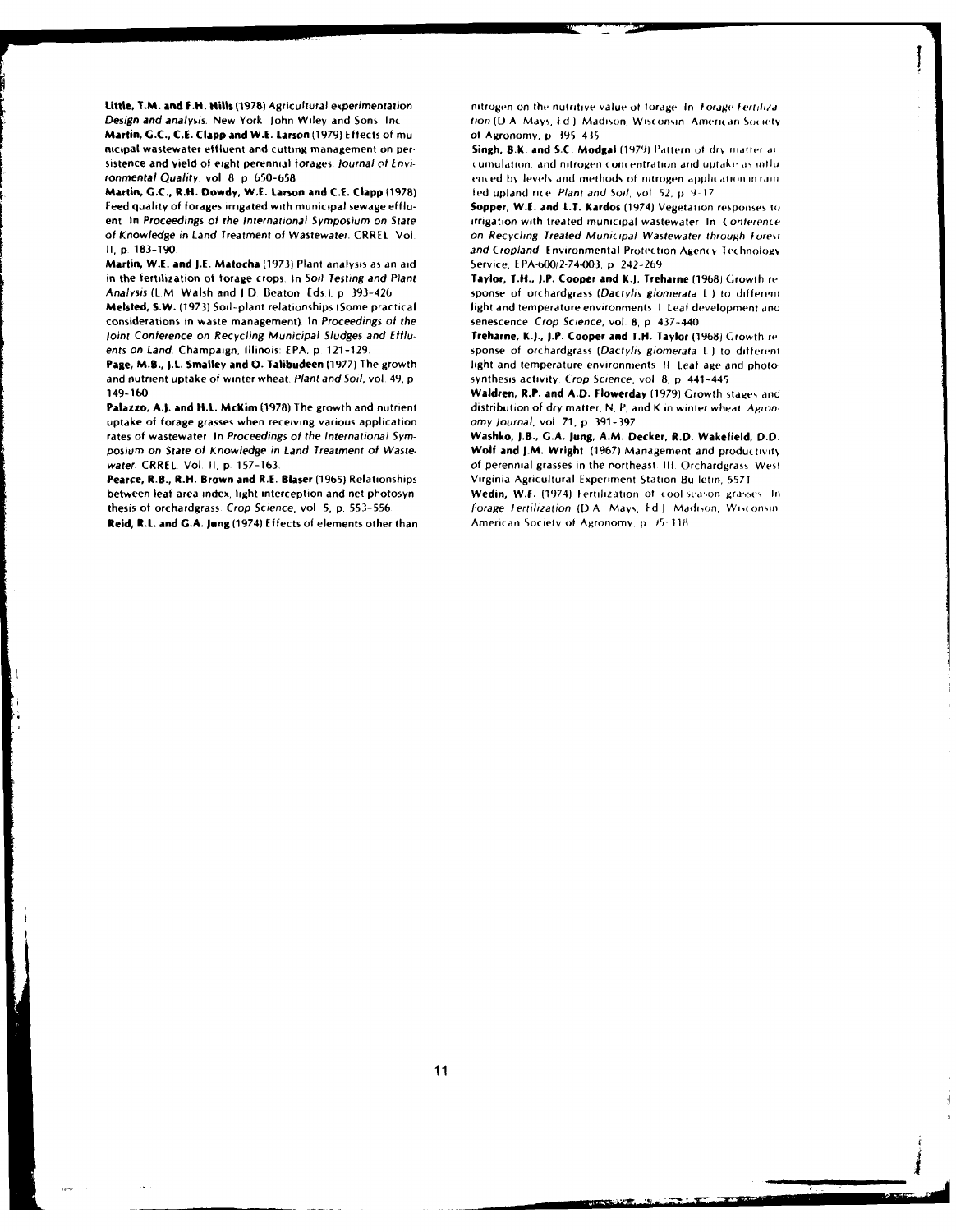**Little, T.M. and F.H. Hills** (1978) *Agricultural experimentation Design and analysis*. New York: John Wiley and Sons, Inc.

**Martin, G.C., C.E. Clapp and W.E. Larson** (1979) Effects of municipal wastewater effluent and cutting management on persistence and yield of eight perennial forages. *Journal of Environmental Quality*, vol. 8, p. 650-658.

**Martin, G.C., R.H. Dowdy, W.E. Larson and C.E. Clapp** (1978) Feed quality of forages irrigated with municipal sewage effluent. In *Proceedings of the International Symposium on State of Knowledge in Land Treatment of Wastewater*. CRREL Vol. II, p. 183-190.

**Martin, W.E. and J.E. Matocha** (1973) Plant analysis as an aid in the fertilization of forage crops. In *Soil Testing and Plant Analysis* (L.M. Walsh and J.D. Beaton, Eds.), p. 393-426.

**Melsted, S.W.** (1973) Soil-plant relationships (Some practical considerations in waste management). In *Proceedings of the Joint Conference on Recycling Municipal Sludges and Effluents on Land*. Champaign, Illinois: EPA, p. 121-129.

**Page, M.B., J.L. Smalley and O. Talibudeen** (1977) The growth and nutrient uptake of winter wheat. *Plant and Soil*, vol. 49, p. 149-160.

**Palazzo, A.J. and H.L. McKim** (1978) The growth and nutrient uptake of forage grasses when receiving various application rates of wastewater. In *Proceedings of the International Symposium on State of Knowledge in Land Treatment of Wastewater*. CRREL Vol. II, p. 157-163.

**Pearce, R.B., R.H. Brown and R.E. Blaser** (1965) Relationships between leaf area index, light interception and net photosynthesis of orchardgrass. *Crop Science*, vol. 5, p. 553-556.

**Reid, R.L. and G.A. Jung** (1974) Effects of elements other than nitrogen on the nutritive value of forage. In *Forage Fertilization* (D.A. Mays, Ed.), Madison, Wisconsin: American Society of Agronomy, p. 395-435.

**Singh, B.K. and S.C. Modgal** (1979) Pattern of dry matter accumulation, and nitrogen concentration and uptake as influenced by levels and methods of nitrogen application in rainfed upland rice. *Plant and Soil*, vol. 52, p. 9-17.

**Sopper, W.E. and L.T. Kardos** (1974) Vegetation responses to irrigation with treated municipal wastewater. In *Conference on Recycling Treated Municipal Wastewater through Forest and Cropland*. Environmental Protection Agency Technology Service, EPA-600/2-74-003, p. 242-269.

**Taylor, T.H., J.P. Cooper and K.J. Treharne** (1968) Growth response of orchardgrass (*Dactylis glomerata* L.) to different light and temperature environments. I. Leaf development and senescence. *Crop Science*, vol. 8, p. 437-440.

**Treharne, K.J., J.P. Cooper and T.H. Taylor** (1968) Growth response of orchardgrass (*Dactylis glomerata* L.) to different light and temperature environments. II. Leaf age and photosynthesis activity. *Crop Science*, vol. 8, p. 441-445.

**Waldren, R.P. and A.D. Flowerday** (1979) Growth stages and distribution of dry matter, N, P, and K in winter wheat. *Agronomy Journal*, vol. 71, p. 391-397.

**Washko, J.B., G.A. Jung, A.M. Decker, R.D. Wakefield, D.D. Wolf and J.M. Wright** (1967) Management and productivity of perennial grasses in the northeast. III. Orchardgrass. West Virginia Agricultural Experiment Station Bulletin, 557T.

**Wedin, W.F.** (1974) Fertilization of cool-season grasses. In *Forage Fertilization* (D.A. Mays, Ed.). Madison, Wisconsin: American Society of Agronomy, p. 95-118.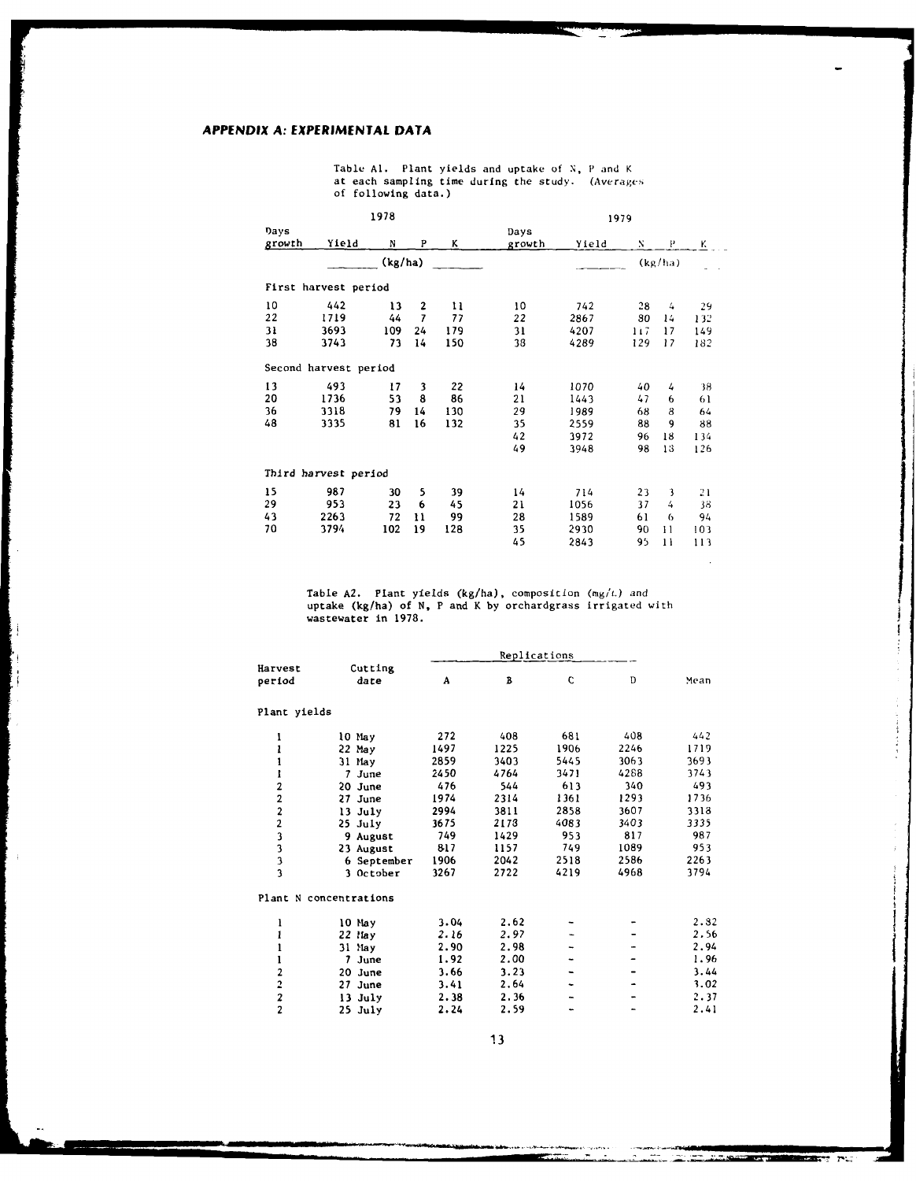## APPENDIX A: EXPERIMENTAL DATA

Table A1. Plant yields and uptake of N, P and K at each sampling time during the study. (Averages of following data.)

| 1978 | | | | | 1979 | | | | |
|---|---|---|---|---|---|---|---|---|---|
| Days growth | Yield | N | P | K | Days growth | Yield | N | P | K |
| | (kg/ha) | | | | | (kg/ha) | | | |
| **First harvest period** | | | | | | | | | |
| 10 | 442 | 13 | 2 | 11 | 10 | 742 | 28 | 4 | 29 |
| 22 | 1719 | 44 | 7 | 77 | 22 | 2867 | 80 | 14 | 132 |
| 31 | 3693 | 109 | 24 | 179 | 31 | 4207 | 117 | 17 | 149 |
| 38 | 3743 | 73 | 14 | 150 | 38 | 4289 | 129 | 17 | 182 |
| **Second harvest period** | | | | | | | | | |
| 13 | 493 | 17 | 3 | 22 | 14 | 1070 | 40 | 4 | 38 |
| 20 | 1736 | 53 | 8 | 86 | 21 | 1443 | 47 | 6 | 61 |
| 36 | 3318 | 79 | 14 | 130 | 29 | 1989 | 68 | 8 | 64 |
| 48 | 3335 | 81 | 16 | 132 | 35 | 2559 | 88 | 9 | 88 |
| | | | | | 42 | 3972 | 96 | 18 | 134 |
| | | | | | 49 | 3948 | 98 | 18 | 126 |
| **Third harvest period** | | | | | | | | | |
| 15 | 987 | 30 | 5 | 39 | 14 | 714 | 23 | 3 | 21 |
| 29 | 953 | 23 | 6 | 45 | 21 | 1056 | 37 | 4 | 38 |
| 43 | 2263 | 72 | 11 | 99 | 28 | 1589 | 61 | 6 | 94 |
| 70 | 3794 | 102 | 19 | 128 | 35 | 2930 | 90 | 11 | 103 |
| | | | | | 45 | 2843 | 95 | 11 | 113 |

Table A2. Plant yields (kg/ha), composition (mg/L) and uptake (kg/ha) of N, P and K by orchardgrass irrigated with wastewater in 1978.

| Harvest period | Cutting date | Replications | | | | Mean |
|---|---|---|---|---|---|---|
| | | A | B | C | D | |
| **Plant yields** | | | | | | |
| 1 | 10 May | 272 | 408 | 681 | 408 | 442 |
| 1 | 22 May | 1497 | 1225 | 1906 | 2246 | 1719 |
| 1 | 31 May | 2859 | 3403 | 5445 | 3063 | 3693 |
| 1 | 7 June | 2450 | 4764 | 3471 | 4288 | 3743 |
| 2 | 20 June | 476 | 544 | 613 | 340 | 493 |
| 2 | 27 June | 1974 | 2314 | 1361 | 1293 | 1736 |
| 2 | 13 July | 2994 | 3811 | 2858 | 3607 | 3318 |
| 2 | 25 July | 3675 | 2178 | 4083 | 3403 | 3335 |
| 3 | 9 August | 749 | 1429 | 953 | 817 | 987 |
| 3 | 23 August | 817 | 1157 | 749 | 1089 | 953 |
| 3 | 6 September | 1906 | 2042 | 2518 | 2586 | 2263 |
| 3 | 3 October | 3267 | 2722 | 4219 | 4968 | 3794 |
| **Plant N concentrations** | | | | | | |
| 1 | 10 May | 3.04 | 2.62 | - | - | 2.82 |
| 1 | 22 May | 2.16 | 2.97 | - | - | 2.56 |
| 1 | 31 May | 2.90 | 2.98 | - | - | 2.94 |
| 1 | 7 June | 1.92 | 2.00 | - | - | 1.96 |
| 2 | 20 June | 3.66 | 3.23 | - | - | 3.44 |
| 2 | 27 June | 3.41 | 2.64 | - | - | 3.02 |
| 2 | 13 July | 2.38 | 2.36 | - | - | 2.37 |
| 2 | 25 July | 2.24 | 2.59 | - | - | 2.41 |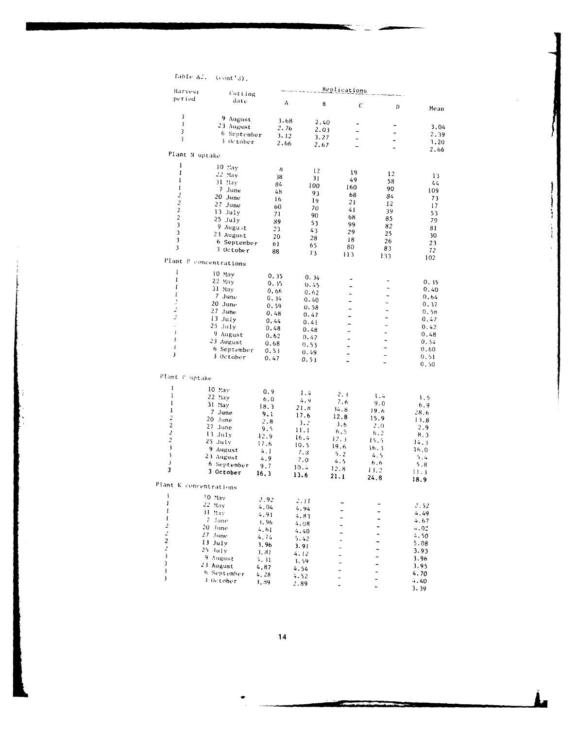Table A2. (cont'd).

| Harvest period | Cutting date | Replications A | B | C | D | Mean |
|---|---|---|---|---|---|---|
| 3 | 9 August | 3.68 | 2.40 | - | - | 3.04 |
| 3 | 23 August | 2.76 | 2.03 | - | - | 2.39 |
| 3 | 6 September | 3.12 | 3.27 | - | - | 3.20 |
| 3 | 3 October | 2.66 | 2.67 | - | - | 2.66 |
| **Plant N uptake** | | | | | | |
| 1 | 10 May | 8 | 12 | 19 | 12 | 13 |
| 1 | 22 May | 38 | 31 | 49 | 58 | 44 |
| 1 | 31 May | 84 | 100 | 160 | 90 | 109 |
| 1 | 7 June | 48 | 93 | 68 | 84 | 73 |
| 2 | 20 June | 16 | 19 | 21 | 12 | 17 |
| 2 | 27 June | 60 | 70 | 41 | 39 | 53 |
| 2 | 13 July | 71 | 90 | 68 | 85 | 79 |
| 2 | 25 July | 89 | 53 | 99 | 82 | 81 |
| 3 | 9 August | 23 | 43 | 29 | 25 | 30 |
| 3 | 23 August | 20 | 28 | 18 | 26 | 23 |
| 3 | 6 September | 61 | 65 | 80 | 83 | 72 |
| 3 | 3 October | 88 | 73 | 113 | 133 | 102 |
| **Plant P concentrations** | | | | | | |
| 1 | 10 May | 0.35 | 0.34 | - | - | 0.35 |
| 1 | 22 May | 0.35 | 0.45 | - | - | 0.40 |
| 1 | 31 May | 0.66 | 0.62 | - | - | 0.64 |
| 1 | 7 June | 0.34 | 0.40 | - | - | 0.37 |
| 2 | 20 June | 0.59 | 0.58 | - | - | 0.58 |
| 2 | 27 June | 0.48 | 0.47 | - | - | 0.47 |
| 2 | 13 July | 0.44 | 0.41 | - | - | 0.42 |
| 2 | 25 July | 0.48 | 0.48 | - | - | 0.48 |
| 3 | 9 August | 0.62 | 0.47 | - | - | 0.54 |
| 3 | 23 August | 0.68 | 0.53 | - | - | 0.60 |
| 3 | 6 September | 0.53 | 0.49 | - | - | 0.51 |
| 3 | 3 October | 0.47 | 0.53 | - | - | 0.50 |
| **Plant P uptake** | | | | | | |
| 1 | 10 May | 0.9 | 1.4 | 2.3 | 1.4 | 1.5 |
| 1 | 22 May | 6.0 | 4.9 | 7.6 | 9.0 | 6.9 |
| 1 | 31 May | 18.3 | 21.8 | 34.8 | 19.6 | 28.6 |
| 1 | 7 June | 9.1 | 17.6 | 12.8 | 15.9 | 13.8 |
| 2 | 20 June | 2.8 | 3.2 | 3.6 | 2.0 | 2.9 |
| 2 | 27 June | 9.5 | 11.1 | 6.5 | 6.2 | 8.3 |
| 2 | 13 July | 12.9 | 16.4 | 12.3 | 15.5 | 14.3 |
| 2 | 25 July | 17.6 | 10.5 | 19.6 | 16.3 | 16.0 |
| 3 | 9 August | 4.1 | 7.8 | 5.2 | 4.5 | 5.4 |
| 3 | 23 August | 4.9 | 7.0 | 4.5 | 6.6 | 5.8 |
| 3 | 6 September | 9.7 | 10.4 | 12.8 | 13.2 | 11.3 |
| 3 | 3 October | 16.3 | 13.6 | 21.1 | 24.8 | 18.9 |
| **Plant K concentrations** | | | | | | |
| 1 | 10 May | 2.92 | 2.11 | - | - | 2.52 |
| 1 | 22 May | 4.04 | 4.94 | - | - | 4.49 |
| 1 | 31 May | 4.91 | 4.83 | - | - | 4.67 |
| 1 | 7 June | 3.96 | 4.08 | - | - | 4.02 |
| 2 | 20 June | 4.61 | 4.40 | - | - | 4.50 |
| 2 | 27 June | 4.74 | 5.42 | - | - | 5.08 |
| 2 | 13 July | 3.96 | 3.91 | - | - | 3.93 |
| 2 | 25 July | 3.81 | 4.12 | - | - | 3.96 |
| 3 | 9 August | 4.31 | 3.59 | - | - | 3.95 |
| 3 | 23 August | 4.87 | 4.54 | - | - | 4.70 |
| 3 | 6 September | 4.28 | 4.52 | - | - | 4.40 |
| 3 | 3 October | 3.89 | 2.89 | - | - | 3.39 |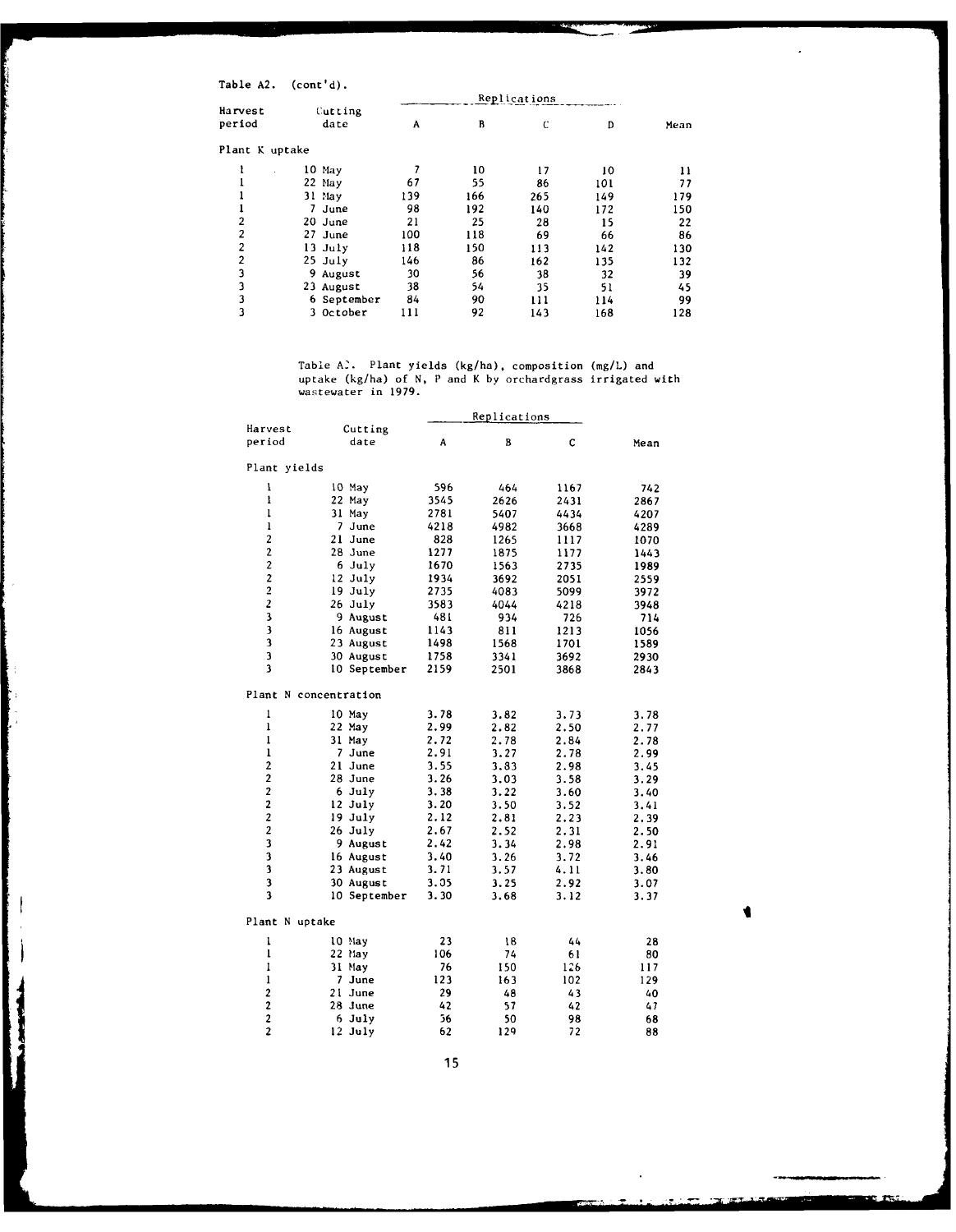Table A2. (cont'd).

| Harvest period | Cutting date | Replications A | B | C | D | Mean |
|---|---|---|---|---|---|---|
| Plant K uptake | | | | | | |
| 1 | 10 May | 7 | 10 | 17 | 10 | 11 |
| 1 | 22 May | 67 | 55 | 86 | 101 | 77 |
| 1 | 31 May | 139 | 166 | 265 | 149 | 179 |
| 1 | 7 June | 98 | 192 | 140 | 172 | 150 |
| 2 | 20 June | 21 | 25 | 28 | 15 | 22 |
| 2 | 27 June | 100 | 118 | 69 | 66 | 86 |
| 2 | 13 July | 118 | 150 | 113 | 142 | 130 |
| 2 | 25 July | 146 | 86 | 162 | 135 | 132 |
| 3 | 9 August | 30 | 56 | 38 | 32 | 39 |
| 3 | 23 August | 38 | 54 | 35 | 51 | 45 |
| 3 | 6 September | 84 | 90 | 111 | 114 | 99 |
| 3 | 3 October | 111 | 92 | 143 | 168 | 128 |

Table A3. Plant yields (kg/ha), composition (mg/L) and uptake (kg/ha) of N, P and K by orchardgrass irrigated with wastewater in 1979.

| Harvest period | Cutting date | Replications A | B | C | Mean |
|---|---|---|---|---|---|
| Plant yields | | | | | |
| 1 | 10 May | 596 | 464 | 1167 | 742 |
| 1 | 22 May | 3545 | 2626 | 2431 | 2867 |
| 1 | 31 May | 2781 | 5407 | 4434 | 4207 |
| 1 | 7 June | 4218 | 4982 | 3668 | 4289 |
| 2 | 21 June | 828 | 1265 | 1117 | 1070 |
| 2 | 28 June | 1277 | 1875 | 1177 | 1443 |
| 2 | 6 July | 1670 | 1563 | 2735 | 1989 |
| 2 | 12 July | 1934 | 3692 | 2051 | 2559 |
| 2 | 19 July | 2735 | 4083 | 5099 | 3972 |
| 2 | 26 July | 3583 | 4044 | 4218 | 3948 |
| 3 | 9 August | 481 | 934 | 726 | 714 |
| 3 | 16 August | 1143 | 811 | 1213 | 1056 |
| 3 | 23 August | 1498 | 1568 | 1701 | 1589 |
| 3 | 30 August | 1758 | 3341 | 3692 | 2930 |
| 3 | 10 September | 2159 | 2501 | 3868 | 2843 |
| Plant N concentration | | | | | |
| 1 | 10 May | 3.78 | 3.82 | 3.73 | 3.78 |
| 1 | 22 May | 2.99 | 2.82 | 2.50 | 2.77 |
| 1 | 31 May | 2.72 | 2.78 | 2.84 | 2.78 |
| 1 | 7 June | 2.91 | 3.27 | 2.78 | 2.99 |
| 2 | 21 June | 3.55 | 3.83 | 2.98 | 3.45 |
| 2 | 28 June | 3.26 | 3.03 | 3.58 | 3.29 |
| 2 | 6 July | 3.38 | 3.22 | 3.60 | 3.40 |
| 2 | 12 July | 3.20 | 3.50 | 3.52 | 3.41 |
| 2 | 19 July | 2.12 | 2.81 | 2.23 | 2.39 |
| 2 | 26 July | 2.67 | 2.52 | 2.31 | 2.50 |
| 3 | 9 August | 2.42 | 3.34 | 2.98 | 2.91 |
| 3 | 16 August | 3.40 | 3.26 | 3.72 | 3.46 |
| 3 | 23 August | 3.71 | 3.57 | 4.11 | 3.80 |
| 3 | 30 August | 3.05 | 3.25 | 2.92 | 3.07 |
| 3 | 10 September | 3.30 | 3.68 | 3.12 | 3.37 |
| Plant N uptake | | | | | |
| 1 | 10 May | 23 | 18 | 44 | 28 |
| 1 | 22 May | 106 | 74 | 61 | 80 |
| 1 | 31 May | 76 | 150 | 126 | 117 |
| 1 | 7 June | 123 | 163 | 102 | 129 |
| 2 | 21 June | 29 | 48 | 43 | 40 |
| 2 | 28 June | 42 | 57 | 42 | 47 |
| 2 | 6 July | 56 | 50 | 98 | 68 |
| 2 | 12 July | 62 | 129 | 72 | 88 |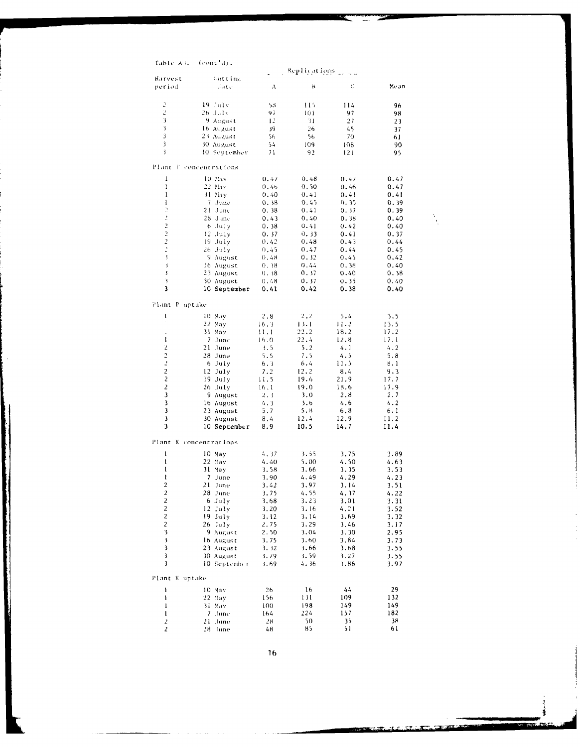Table A1. (cont'd).

| Harvest period | Cutting date | Replications A | B | C | Mean |
|---|---|---|---|---|---|
| 2 | 19 July | 58 | 115 | 114 | 96 |
| 2 | 26 July | 97 | 101 | 97 | 98 |
| 3 | 9 August | 12 | 31 | 27 | 23 |
| 3 | 16 August | 39 | 26 | 45 | 37 |
| 3 | 23 August | 56 | 56 | 70 | 61 |
| 3 | 30 August | 54 | 109 | 108 | 90 |
| 3 | 10 September | 71 | 92 | 121 | 95 |
| **Plant P concentrations** | | | | | |
| 1 | 10 May | 0.47 | 0.48 | 0.47 | 0.47 |
| 1 | 22 May | 0.46 | 0.50 | 0.46 | 0.47 |
| 1 | 31 May | 0.40 | 0.41 | 0.41 | 0.41 |
| 1 | 7 June | 0.38 | 0.45 | 0.35 | 0.39 |
| 2 | 21 June | 0.38 | 0.41 | 0.37 | 0.39 |
| 2 | 28 June | 0.43 | 0.40 | 0.38 | 0.40 |
| 2 | 6 July | 0.38 | 0.41 | 0.42 | 0.40 |
| 2 | 12 July | 0.37 | 0.33 | 0.41 | 0.37 |
| 2 | 19 July | 0.42 | 0.48 | 0.43 | 0.44 |
| 2 | 26 July | 0.45 | 0.47 | 0.44 | 0.45 |
| 3 | 9 August | 0.48 | 0.32 | 0.45 | 0.42 |
| 3 | 16 August | 0.38 | 0.44 | 0.38 | 0.40 |
| 3 | 23 August | 0.38 | 0.37 | 0.40 | 0.38 |
| 3 | 30 August | 0.48 | 0.37 | 0.35 | 0.40 |
| 3 | 10 September | 0.41 | 0.42 | 0.38 | 0.40 |
| **Plant P uptake** | | | | | |
| 1 | 10 May | 2.8 | 2.2 | 5.4 | 3.5 |
| 1 | 22 May | 16.3 | 13.1 | 11.2 | 13.5 |
| 1 | 31 May | 11.1 | 22.2 | 18.2 | 17.2 |
| 1 | 7 June | 16.0 | 22.4 | 12.8 | 17.1 |
| 2 | 21 June | 3.5 | 5.2 | 4.1 | 4.2 |
| 2 | 28 June | 5.5 | 7.5 | 4.5 | 5.8 |
| 2 | 6 July | 6.3 | 6.4 | 11.5 | 8.1 |
| 2 | 12 July | 7.2 | 12.2 | 8.4 | 9.3 |
| 2 | 19 July | 11.5 | 19.6 | 21.9 | 17.7 |
| 2 | 26 July | 16.1 | 19.0 | 18.6 | 17.9 |
| 3 | 9 August | 2.3 | 3.0 | 2.8 | 2.7 |
| 3 | 16 August | 4.3 | 3.6 | 4.6 | 4.2 |
| 3 | 23 August | 5.7 | 5.8 | 6.8 | 6.1 |
| 3 | 30 August | 8.4 | 12.4 | 12.9 | 11.2 |
| 3 | 10 September | 8.9 | 10.5 | 14.7 | 11.4 |
| **Plant K concentrations** | | | | | |
| 1 | 10 May | 4.37 | 3.55 | 3.75 | 3.89 |
| 1 | 22 May | 4.40 | 5.00 | 4.50 | 4.63 |
| 1 | 31 May | 3.58 | 3.66 | 3.35 | 3.53 |
| 1 | 7 June | 3.90 | 4.49 | 4.29 | 4.23 |
| 2 | 21 June | 3.42 | 3.97 | 3.14 | 3.51 |
| 2 | 28 June | 3.75 | 4.55 | 4.37 | 4.22 |
| 2 | 6 July | 3.68 | 3.23 | 3.01 | 3.31 |
| 2 | 12 July | 3.20 | 3.16 | 4.21 | 3.52 |
| 2 | 19 July | 3.12 | 3.14 | 3.69 | 3.32 |
| 2 | 26 July | 2.75 | 3.29 | 3.46 | 3.17 |
| 3 | 9 August | 2.50 | 3.04 | 3.30 | 2.95 |
| 3 | 16 August | 3.75 | 3.60 | 3.84 | 3.73 |
| 3 | 23 August | 3.32 | 3.66 | 3.68 | 3.55 |
| 3 | 30 August | 3.79 | 3.59 | 3.27 | 3.55 |
| 3 | 10 September | 3.69 | 4.36 | 3.86 | 3.97 |
| **Plant K uptake** | | | | | |
| 1 | 10 May | 26 | 16 | 44 | 29 |
| 1 | 22 May | 156 | 131 | 109 | 132 |
| 1 | 31 May | 100 | 198 | 149 | 149 |
| 1 | 7 June | 164 | 224 | 157 | 182 |
| 2 | 21 June | 28 | 50 | 35 | 38 |
| 2 | 28 June | 48 | 85 | 51 | 61 |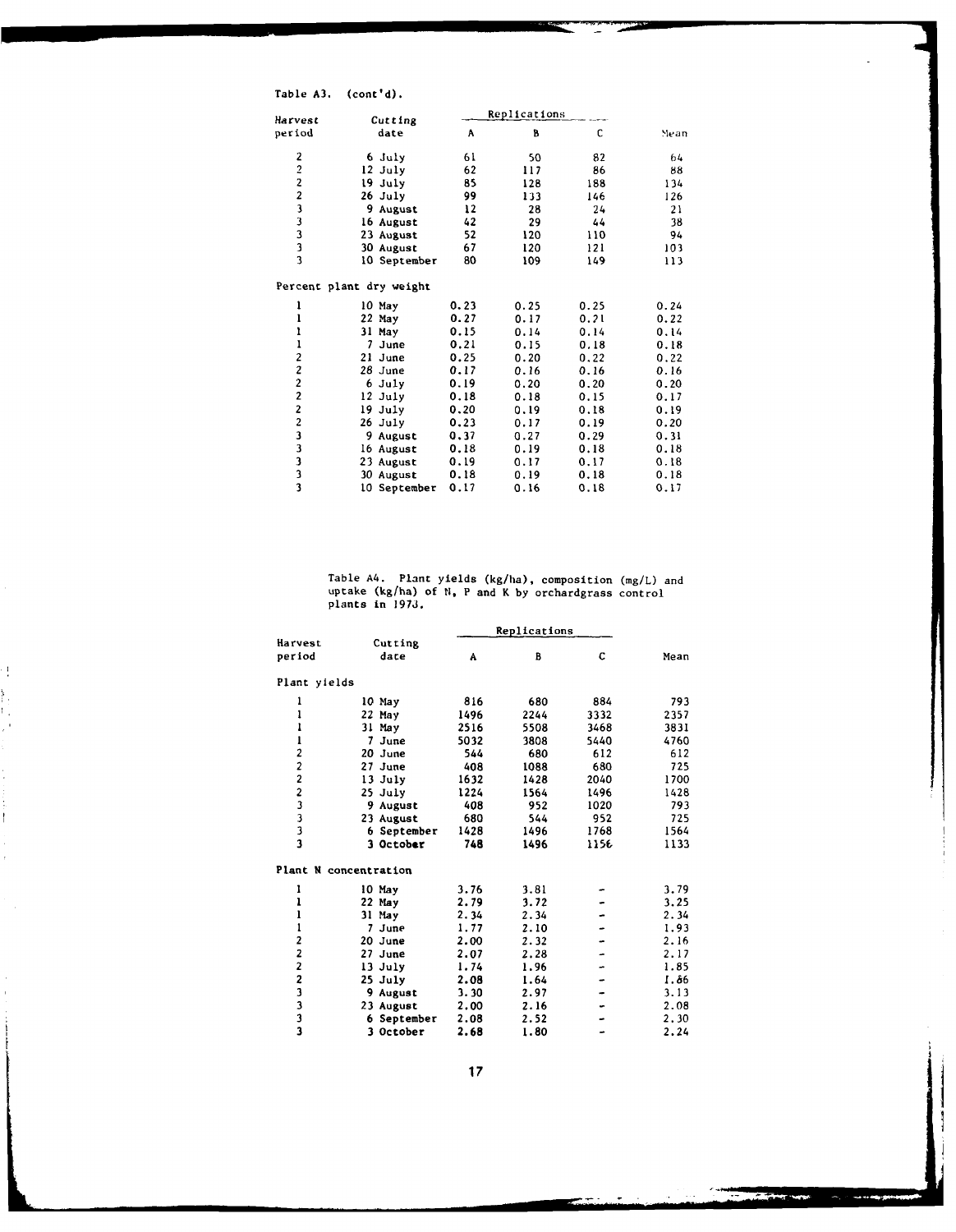Table A3. (cont'd).

| Harvest period | Cutting date | Replications A | B | C | Mean |
|---|---|---|---|---|---|
| 2 | 6 July | 61 | 50 | 82 | 64 |
| 2 | 12 July | 62 | 117 | 86 | 88 |
| 2 | 19 July | 85 | 128 | 188 | 134 |
| 2 | 26 July | 99 | 133 | 146 | 126 |
| 3 | 9 August | 12 | 28 | 24 | 21 |
| 3 | 16 August | 42 | 29 | 44 | 38 |
| 3 | 23 August | 52 | 120 | 110 | 94 |
| 3 | 30 August | 67 | 120 | 121 | 103 |
| 3 | 10 September | 80 | 109 | 149 | 113 |
| Percent plant dry weight | | | | | |
| 1 | 10 May | 0.23 | 0.25 | 0.25 | 0.24 |
| 1 | 22 May | 0.27 | 0.17 | 0.21 | 0.22 |
| 1 | 31 May | 0.15 | 0.14 | 0.14 | 0.14 |
| 1 | 7 June | 0.21 | 0.15 | 0.18 | 0.18 |
| 2 | 21 June | 0.25 | 0.20 | 0.22 | 0.22 |
| 2 | 28 June | 0.17 | 0.16 | 0.16 | 0.16 |
| 2 | 6 July | 0.19 | 0.20 | 0.20 | 0.20 |
| 2 | 12 July | 0.18 | 0.18 | 0.15 | 0.17 |
| 2 | 19 July | 0.20 | 0.19 | 0.18 | 0.19 |
| 2 | 26 July | 0.23 | 0.17 | 0.19 | 0.20 |
| 3 | 9 August | 0.37 | 0.27 | 0.29 | 0.31 |
| 3 | 16 August | 0.18 | 0.19 | 0.18 | 0.18 |
| 3 | 23 August | 0.19 | 0.17 | 0.17 | 0.18 |
| 3 | 30 August | 0.18 | 0.19 | 0.18 | 0.18 |
| 3 | 10 September | 0.17 | 0.16 | 0.18 | 0.17 |

Table A4. Plant yields (kg/ha), composition (mg/L) and uptake (kg/ha) of N, P and K by orchardgrass control plants in 1973.

| Harvest period | Cutting date | Replications A | B | C | Mean |
|---|---|---|---|---|---|
| Plant yields | | | | | |
| 1 | 10 May | 816 | 680 | 884 | 793 |
| 1 | 22 May | 1496 | 2244 | 3332 | 2357 |
| 1 | 31 May | 2516 | 5508 | 3468 | 3831 |
| 1 | 7 June | 5032 | 3808 | 5440 | 4760 |
| 2 | 20 June | 544 | 680 | 612 | 612 |
| 2 | 27 June | 408 | 1088 | 680 | 725 |
| 2 | 13 July | 1632 | 1428 | 2040 | 1700 |
| 2 | 25 July | 1224 | 1564 | 1496 | 1428 |
| 3 | 9 August | 408 | 952 | 1020 | 793 |
| 3 | 23 August | 680 | 544 | 952 | 725 |
| 3 | 6 September | 1428 | 1496 | 1768 | 1564 |
| 3 | 3 October | 748 | 1496 | 1156 | 1133 |
| Plant N concentration | | | | | |
| 1 | 10 May | 3.76 | 3.81 | - | 3.79 |
| 1 | 22 May | 2.79 | 3.72 | - | 3.25 |
| 1 | 31 May | 2.34 | 2.34 | - | 2.34 |
| 1 | 7 June | 1.77 | 2.10 | - | 1.93 |
| 2 | 20 June | 2.00 | 2.32 | - | 2.16 |
| 2 | 27 June | 2.07 | 2.28 | - | 2.17 |
| 2 | 13 July | 1.74 | 1.96 | - | 1.85 |
| 2 | 25 July | 2.08 | 1.64 | - | 1.86 |
| 3 | 9 August | 3.30 | 2.97 | - | 3.13 |
| 3 | 23 August | 2.00 | 2.16 | - | 2.08 |
| 3 | 6 September | 2.08 | 2.52 | - | 2.30 |
| 3 | 3 October | 2.68 | 1.80 | - | 2.24 |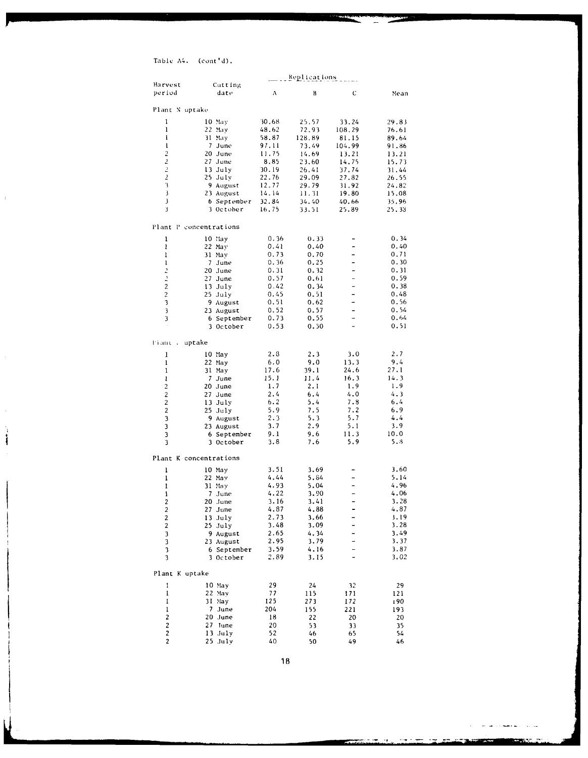Table A4. (cont'd).

| Harvest period | Cutting date | Replications | | | Mean |
|---|---|---|---|---|---|
| | | A | B | C | |
| Plant N uptake | | | | | |
| 1 | 10 May | 30.68 | 25.57 | 33.24 | 29.83 |
| 1 | 22 May | 48.62 | 72.93 | 108.29 | 76.61 |
| 1 | 31 May | 58.87 | 128.89 | 81.15 | 89.64 |
| 1 | 7 June | 97.11 | 73.49 | 104.99 | 91.86 |
| 2 | 20 June | 11.75 | 14.69 | 13.21 | 13.21 |
| 2 | 27 June | 8.85 | 23.60 | 14.75 | 15.73 |
| 2 | 13 July | 30.19 | 26.41 | 37.74 | 31.44 |
| 2 | 25 July | 22.76 | 29.09 | 27.82 | 26.55 |
| 3 | 9 August | 12.77 | 29.79 | 31.92 | 24.82 |
| 3 | 23 August | 14.14 | 11.31 | 19.80 | 15.08 |
| 3 | 6 September | 32.84 | 34.40 | 40.66 | 35.96 |
| 3 | 3 October | 16.75 | 33.51 | 25.89 | 25.38 |
| Plant P concentrations | | | | | |
| 1 | 10 May | 0.36 | 0.33 | - | 0.34 |
| 1 | 22 May | 0.41 | 0.40 | - | 0.40 |
| 1 | 31 May | 0.73 | 0.70 | - | 0.71 |
| 1 | 7 June | 0.36 | 0.25 | - | 0.30 |
| 2 | 20 June | 0.31 | 0.32 | - | 0.31 |
| 2 | 27 June | 0.57 | 0.61 | - | 0.59 |
| 2 | 13 July | 0.42 | 0.34 | - | 0.38 |
| 2 | 25 July | 0.45 | 0.51 | - | 0.48 |
| 3 | 9 August | 0.51 | 0.62 | - | 0.56 |
| 3 | 23 August | 0.52 | 0.57 | - | 0.54 |
| 3 | 6 September | 0.73 | 0.55 | - | 0.64 |
| | 3 October | 0.53 | 0.50 | - | 0.51 |
| Plant P uptake | | | | | |
| 1 | 10 May | 2.8 | 2.3 | 3.0 | 2.7 |
| 1 | 22 May | 6.0 | 9.0 | 13.3 | 9.4 |
| 1 | 31 May | 17.6 | 39.1 | 24.6 | 27.1 |
| 1 | 7 June | 15.1 | 11.4 | 16.3 | 14.3 |
| 2 | 20 June | 1.7 | 2.1 | 1.9 | 1.9 |
| 2 | 27 June | 2.4 | 6.4 | 4.0 | 4.3 |
| 2 | 13 July | 6.2 | 5.4 | 7.8 | 6.4 |
| 2 | 25 July | 5.9 | 7.5 | 7.2 | 6.9 |
| 3 | 9 August | 2.3 | 5.3 | 5.7 | 4.4 |
| 3 | 23 August | 3.7 | 2.9 | 5.1 | 3.9 |
| 3 | 6 September | 9.1 | 9.6 | 11.3 | 10.0 |
| 3 | 3 October | 3.8 | 7.6 | 5.9 | 5.8 |
| Plant K concentrations | | | | | |
| 1 | 10 May | 3.51 | 3.69 | - | 3.60 |
| 1 | 22 May | 4.44 | 5.84 | - | 5.14 |
| 1 | 31 May | 4.93 | 5.04 | - | 4.96 |
| 1 | 7 June | 4.22 | 3.90 | - | 4.06 |
| 2 | 20 June | 3.16 | 3.41 | - | 3.28 |
| 2 | 27 June | 4.87 | 4.88 | - | 4.87 |
| 2 | 13 July | 2.73 | 3.66 | - | 3.19 |
| 2 | 25 July | 3.48 | 3.09 | - | 3.28 |
| 3 | 9 August | 2.65 | 4.34 | - | 3.49 |
| 3 | 23 August | 2.95 | 3.79 | - | 3.37 |
| 3 | 6 September | 3.59 | 4.16 | - | 3.87 |
| 3 | 3 October | 2.89 | 3.15 | - | 3.02 |
| Plant K uptake | | | | | |
| 1 | 10 May | 29 | 24 | 32 | 29 |
| 1 | 22 May | 77 | 115 | 171 | 121 |
| 1 | 31 May | 125 | 273 | 172 | 190 |
| 1 | 7 June | 204 | 155 | 221 | 193 |
| 2 | 20 June | 18 | 22 | 20 | 20 |
| 2 | 27 June | 20 | 53 | 33 | 35 |
| 2 | 13 July | 52 | 46 | 65 | 54 |
| 2 | 25 July | 40 | 50 | 49 | 46 |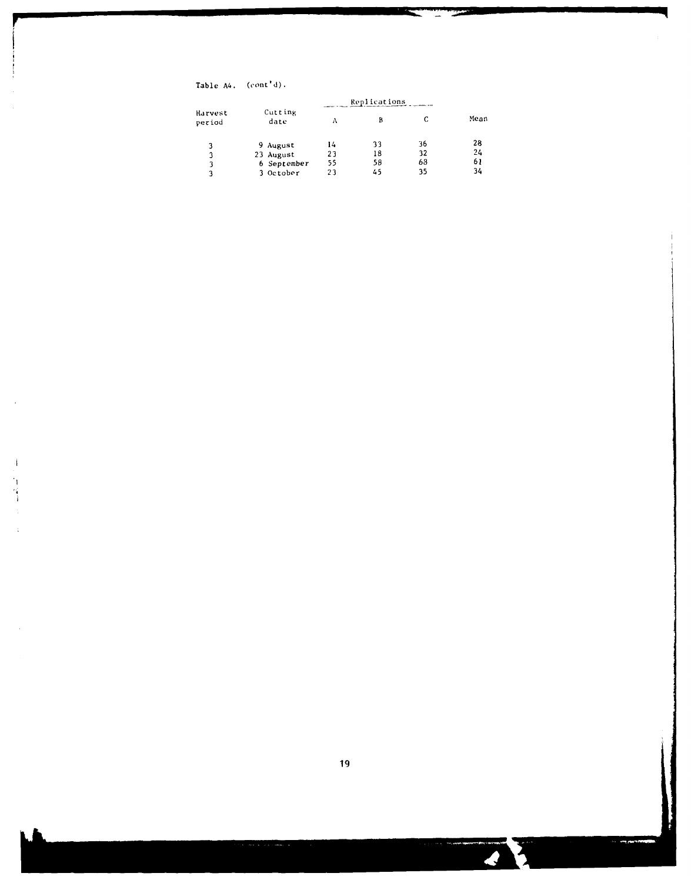Table A4. (cont'd).

| Harvest period | Cutting date | Replications | | | Mean |
|---|---|---|---|---|---|
| | | A | B | C | |
| 3 | 9 August | 14 | 33 | 36 | 28 |
| 3 | 23 August | 23 | 18 | 32 | 24 |
| 3 | 6 September | 55 | 58 | 68 | 61 |
| 3 | 3 October | 23 | 45 | 35 | 34 |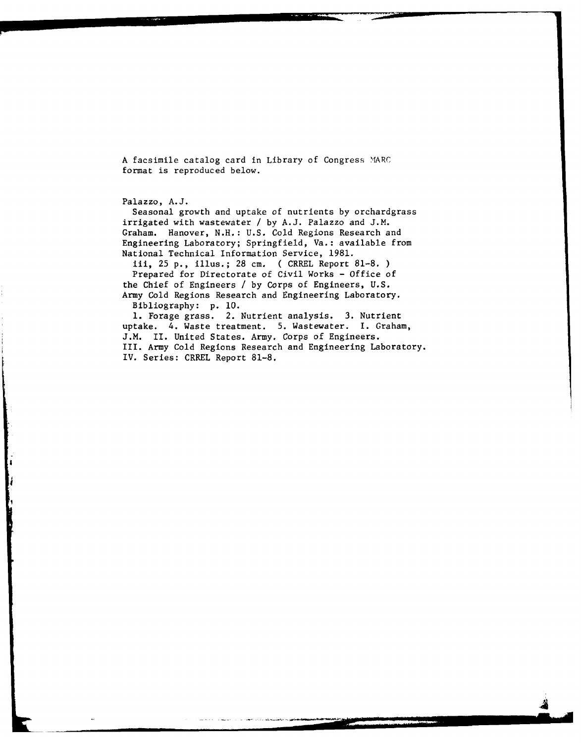A facsimile catalog card in Library of Congress MARC format is reproduced below.

Palazzo, A.J.

Seasonal growth and uptake of nutrients by orchardgrass irrigated with wastewater / by A.J. Palazzo and J.M. Graham. Hanover, N.H.: U.S. Cold Regions Research and Engineering Laboratory; Springfield, Va.: available from National Technical Information Service, 1981.

iii, 25 p., illus.; 28 cm. ( CRREL Report 81-8. )

Prepared for Directorate of Civil Works - Office of the Chief of Engineers / by Corps of Engineers, U.S. Army Cold Regions Research and Engineering Laboratory.

Bibliography: p. 10.

1. Forage grass. 2. Nutrient analysis. 3. Nutrient uptake. 4. Waste treatment. 5. Wastewater. I. Graham, J.M. II. United States. Army. Corps of Engineers. III. Army Cold Regions Research and Engineering Laboratory. IV. Series: CRREL Report 81-8.